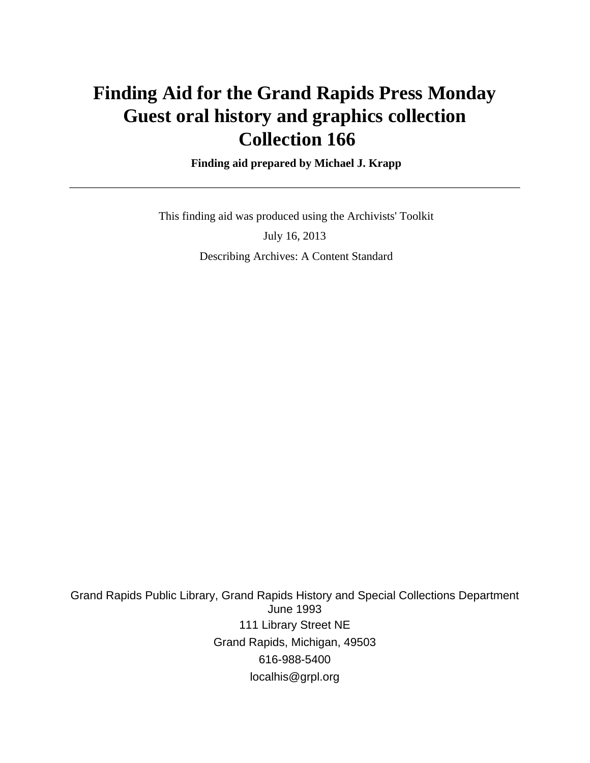# Finding Aid for the Grand Rapids Press Monday Guest oral history and graphics collection
# Collection 166

**Finding aid prepared by Michael J. Krapp**

---

This finding aid was produced using the Archivists' Toolkit

July 16, 2013

Describing Archives: A Content Standard

Grand Rapids Public Library, Grand Rapids History and Special Collections Department
June 1993
111 Library Street NE
Grand Rapids, Michigan, 49503
616-988-5400
localhis@grpl.org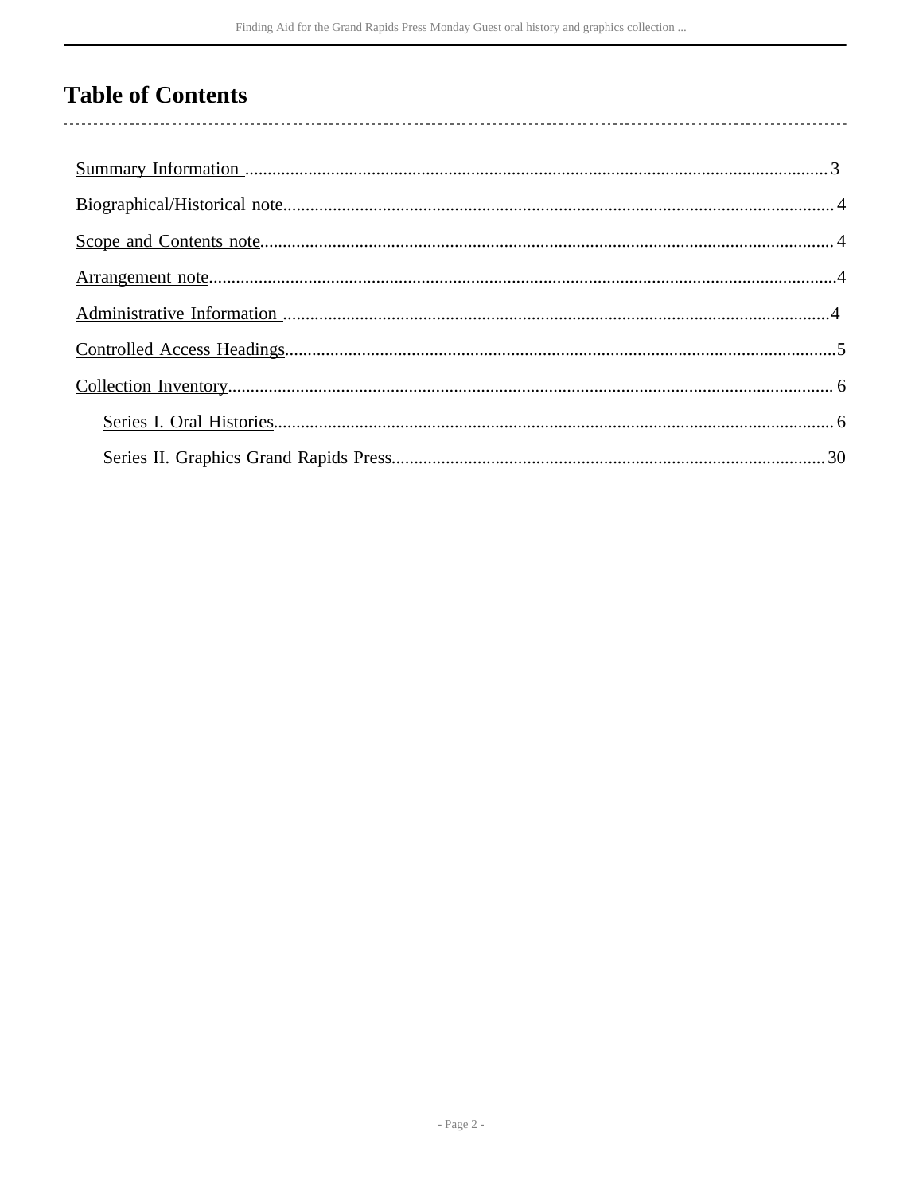# Table of Contents

- Summary Information .......... 3
- Biographical/Historical note .......... 4
- Scope and Contents note .......... 4
- Arrangement note .......... 4
- Administrative Information .......... 4
- Controlled Access Headings .......... 5
- Collection Inventory .......... 6
  - Series I. Oral Histories .......... 6
  - Series II. Graphics Grand Rapids Press .......... 30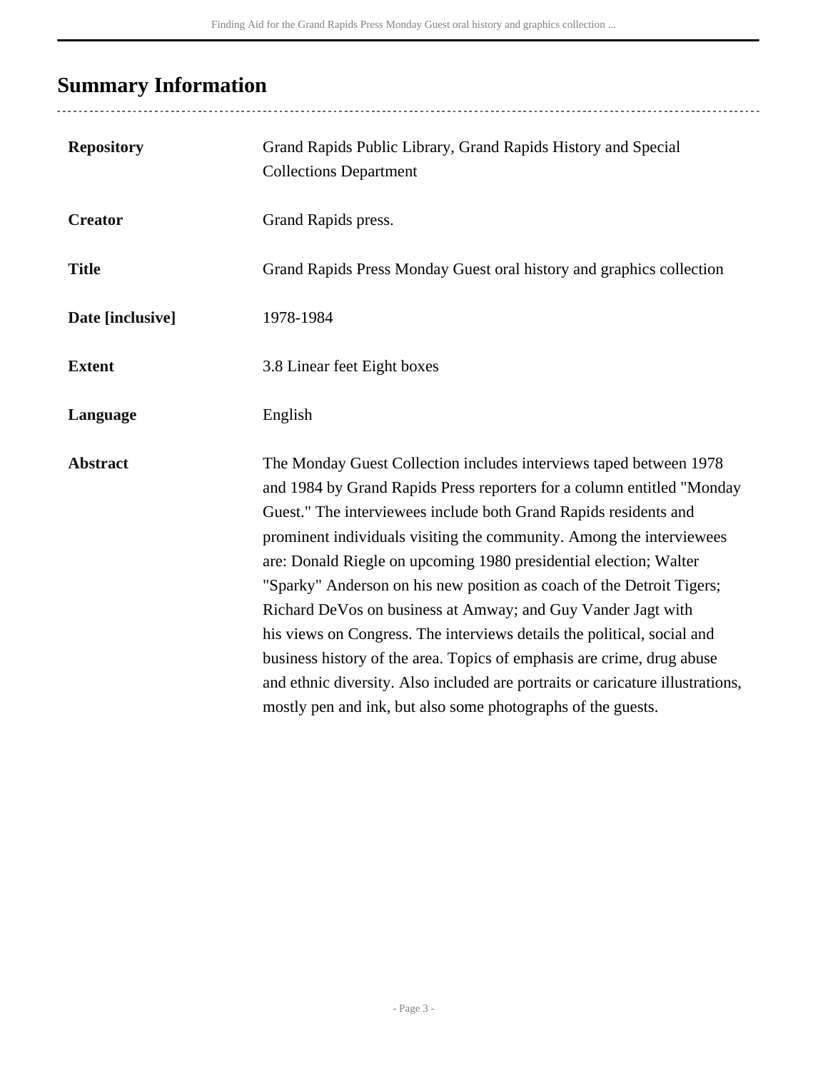## Summary Information

| | |
|---|---|
| **Repository** | Grand Rapids Public Library, Grand Rapids History and Special Collections Department |
| **Creator** | Grand Rapids press. |
| **Title** | Grand Rapids Press Monday Guest oral history and graphics collection |
| **Date [inclusive]** | 1978-1984 |
| **Extent** | 3.8 Linear feet Eight boxes |
| **Language** | English |
| **Abstract** | The Monday Guest Collection includes interviews taped between 1978 and 1984 by Grand Rapids Press reporters for a column entitled "Monday Guest." The interviewees include both Grand Rapids residents and prominent individuals visiting the community. Among the interviewees are: Donald Riegle on upcoming 1980 presidential election; Walter "Sparky" Anderson on his new position as coach of the Detroit Tigers; Richard DeVos on business at Amway; and Guy Vander Jagt with his views on Congress. The interviews details the political, social and business history of the area. Topics of emphasis are crime, drug abuse and ethnic diversity. Also included are portraits or caricature illustrations, mostly pen and ink, but also some photographs of the guests. |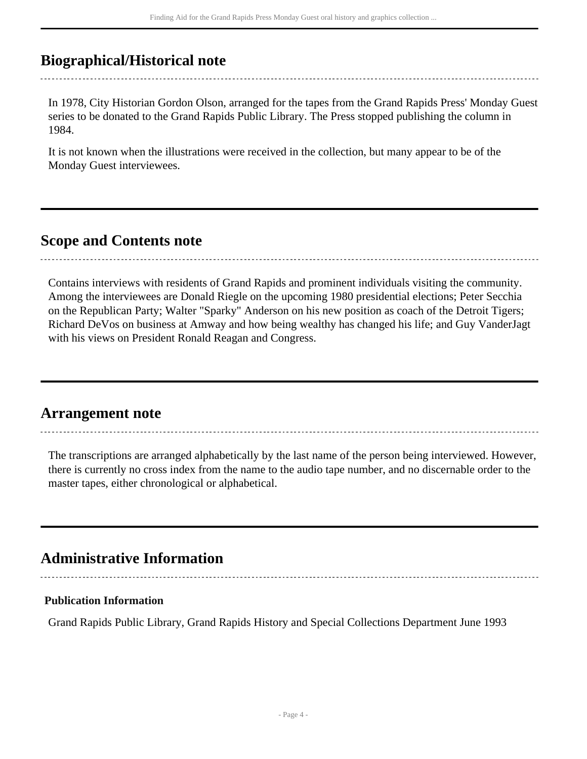## Biographical/Historical note

In 1978, City Historian Gordon Olson, arranged for the tapes from the Grand Rapids Press' Monday Guest series to be donated to the Grand Rapids Public Library. The Press stopped publishing the column in 1984.

It is not known when the illustrations were received in the collection, but many appear to be of the Monday Guest interviewees.

## Scope and Contents note

Contains interviews with residents of Grand Rapids and prominent individuals visiting the community. Among the interviewees are Donald Riegle on the upcoming 1980 presidential elections; Peter Secchia on the Republican Party; Walter "Sparky" Anderson on his new position as coach of the Detroit Tigers; Richard DeVos on business at Amway and how being wealthy has changed his life; and Guy VanderJagt with his views on President Ronald Reagan and Congress.

## Arrangement note

The transcriptions are arranged alphabetically by the last name of the person being interviewed. However, there is currently no cross index from the name to the audio tape number, and no discernable order to the master tapes, either chronological or alphabetical.

## Administrative Information

### Publication Information

Grand Rapids Public Library, Grand Rapids History and Special Collections Department June 1993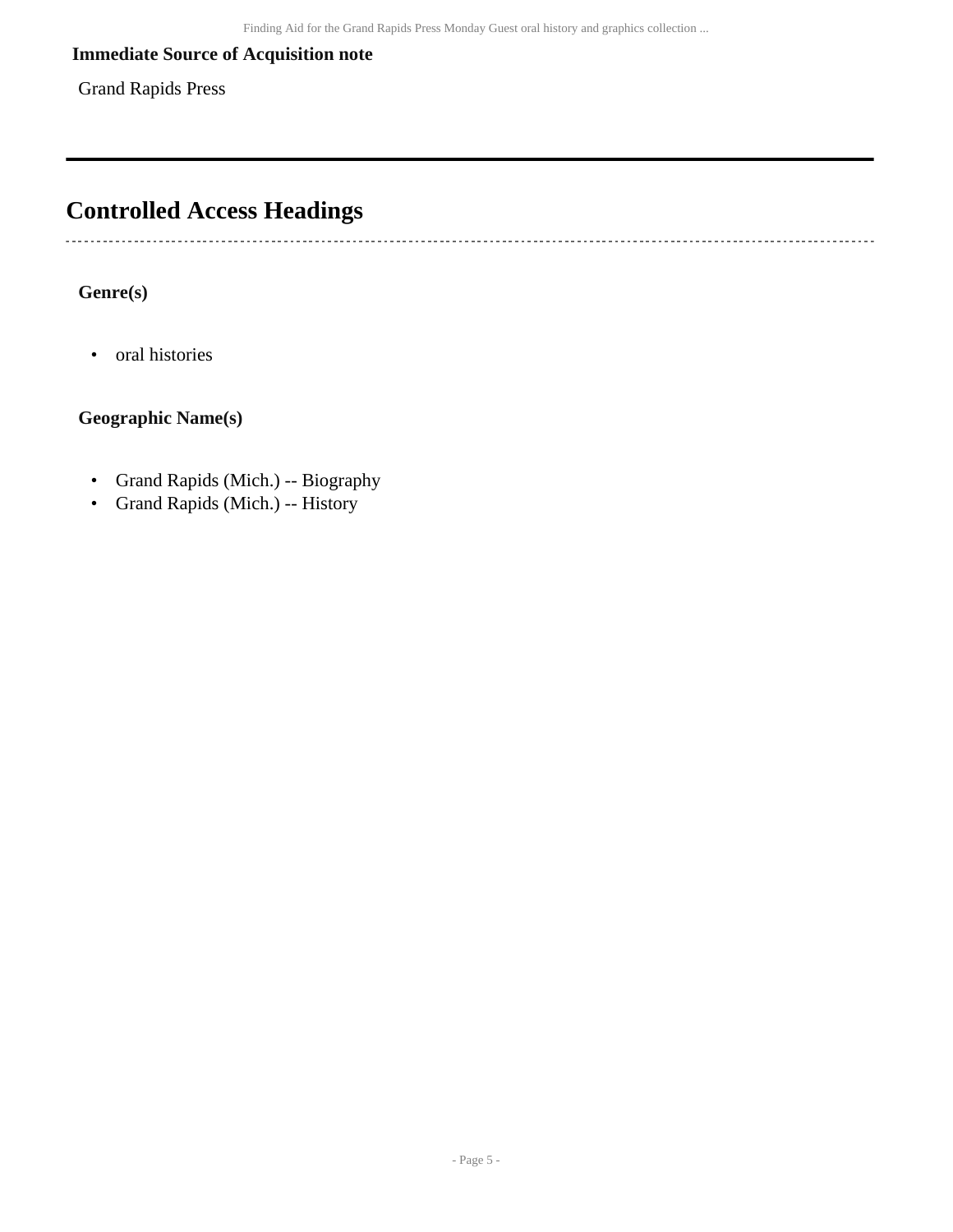### Immediate Source of Acquisition note

Grand Rapids Press

---

## Controlled Access Headings

### Genre(s)

- oral histories

### Geographic Name(s)

- Grand Rapids (Mich.) -- Biography
- Grand Rapids (Mich.) -- History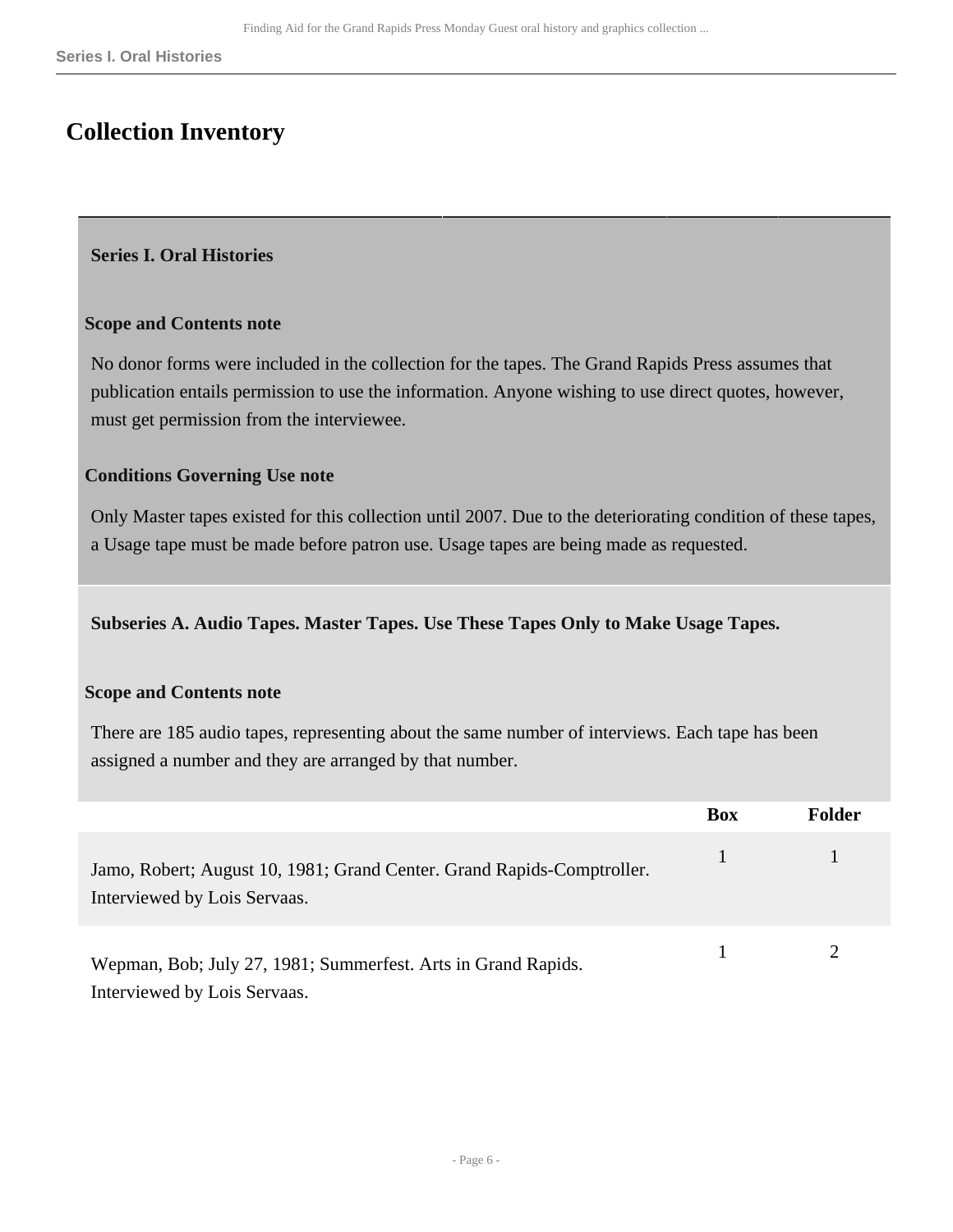## Collection Inventory

### Series I. Oral Histories

**Scope and Contents note**

No donor forms were included in the collection for the tapes. The Grand Rapids Press assumes that publication entails permission to use the information. Anyone wishing to use direct quotes, however, must get permission from the interviewee.

**Conditions Governing Use note**

Only Master tapes existed for this collection until 2007. Due to the deteriorating condition of these tapes, a Usage tape must be made before patron use. Usage tapes are being made as requested.

#### Subseries A. Audio Tapes. Master Tapes. Use These Tapes Only to Make Usage Tapes.

**Scope and Contents note**

There are 185 audio tapes, representing about the same number of interviews. Each tape has been assigned a number and they are arranged by that number.

| | Box | Folder |
|---|---|---|
| Jamo, Robert; August 10, 1981; Grand Center. Grand Rapids-Comptroller. Interviewed by Lois Servaas. | 1 | 1 |
| Wepman, Bob; July 27, 1981; Summerfest. Arts in Grand Rapids. Interviewed by Lois Servaas. | 1 | 2 |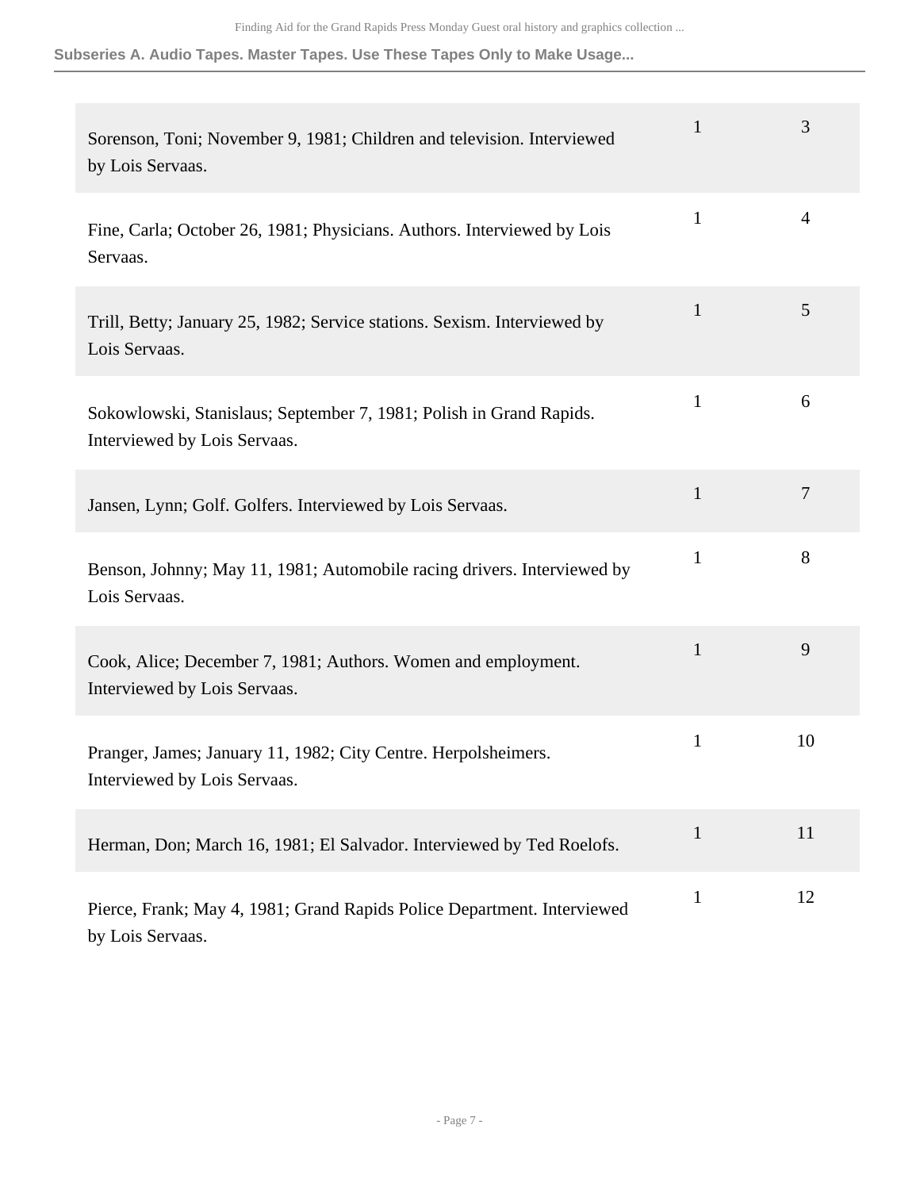| | | |
|---|---|---|
| Sorenson, Toni; November 9, 1981; Children and television. Interviewed by Lois Servaas. | 1 | 3 |
| Fine, Carla; October 26, 1981; Physicians. Authors. Interviewed by Lois Servaas. | 1 | 4 |
| Trill, Betty; January 25, 1982; Service stations. Sexism. Interviewed by Lois Servaas. | 1 | 5 |
| Sokowlowski, Stanislaus; September 7, 1981; Polish in Grand Rapids. Interviewed by Lois Servaas. | 1 | 6 |
| Jansen, Lynn; Golf. Golfers. Interviewed by Lois Servaas. | 1 | 7 |
| Benson, Johnny; May 11, 1981; Automobile racing drivers. Interviewed by Lois Servaas. | 1 | 8 |
| Cook, Alice; December 7, 1981; Authors. Women and employment. Interviewed by Lois Servaas. | 1 | 9 |
| Pranger, James; January 11, 1982; City Centre. Herpolsheimers. Interviewed by Lois Servaas. | 1 | 10 |
| Herman, Don; March 16, 1981; El Salvador. Interviewed by Ted Roelofs. | 1 | 11 |
| Pierce, Frank; May 4, 1981; Grand Rapids Police Department. Interviewed by Lois Servaas. | 1 | 12 |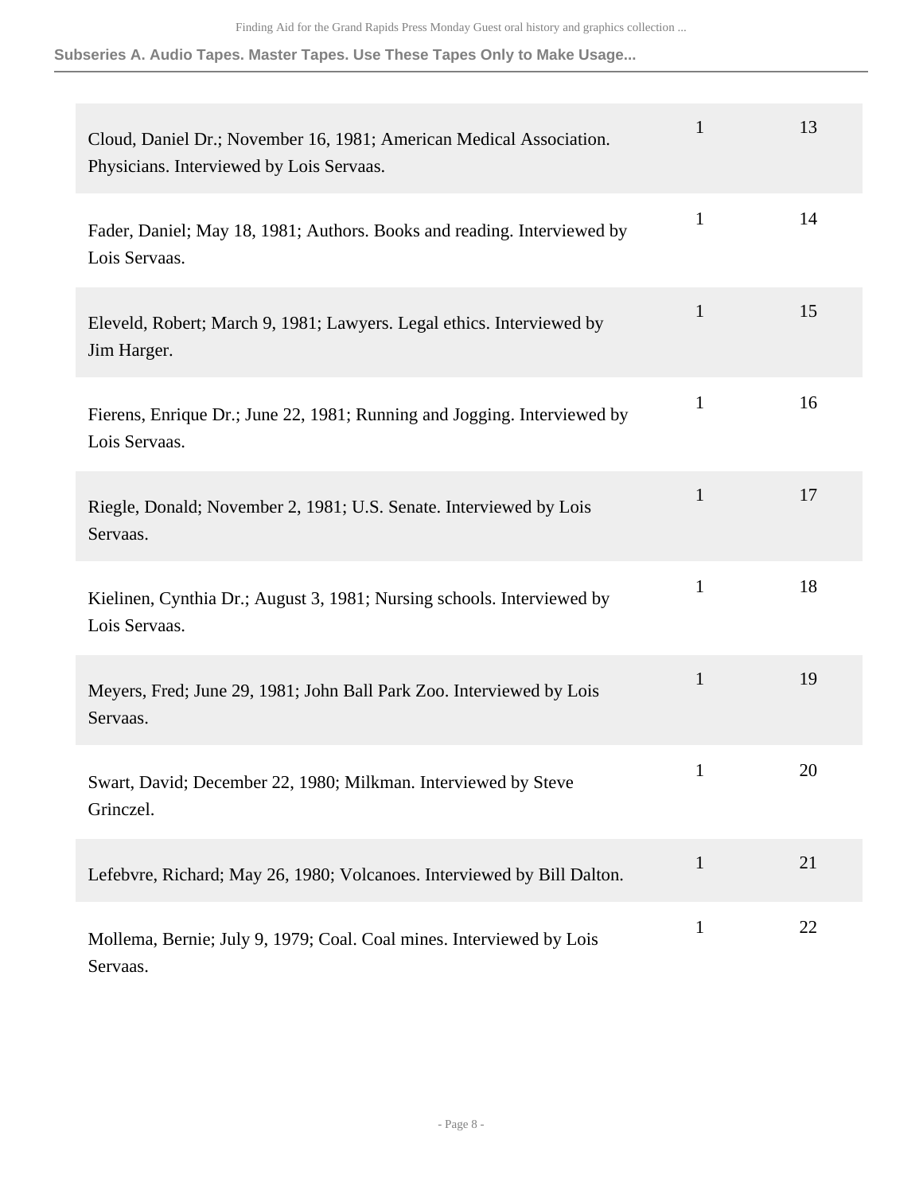| | | |
|---|---|---|
| Cloud, Daniel Dr.; November 16, 1981; American Medical Association. Physicians. Interviewed by Lois Servaas. | 1 | 13 |
| Fader, Daniel; May 18, 1981; Authors. Books and reading. Interviewed by Lois Servaas. | 1 | 14 |
| Eleveld, Robert; March 9, 1981; Lawyers. Legal ethics. Interviewed by Jim Harger. | 1 | 15 |
| Fierens, Enrique Dr.; June 22, 1981; Running and Jogging. Interviewed by Lois Servaas. | 1 | 16 |
| Riegle, Donald; November 2, 1981; U.S. Senate. Interviewed by Lois Servaas. | 1 | 17 |
| Kielinen, Cynthia Dr.; August 3, 1981; Nursing schools. Interviewed by Lois Servaas. | 1 | 18 |
| Meyers, Fred; June 29, 1981; John Ball Park Zoo. Interviewed by Lois Servaas. | 1 | 19 |
| Swart, David; December 22, 1980; Milkman. Interviewed by Steve Grinczel. | 1 | 20 |
| Lefebvre, Richard; May 26, 1980; Volcanoes. Interviewed by Bill Dalton. | 1 | 21 |
| Mollema, Bernie; July 9, 1979; Coal. Coal mines. Interviewed by Lois Servaas. | 1 | 22 |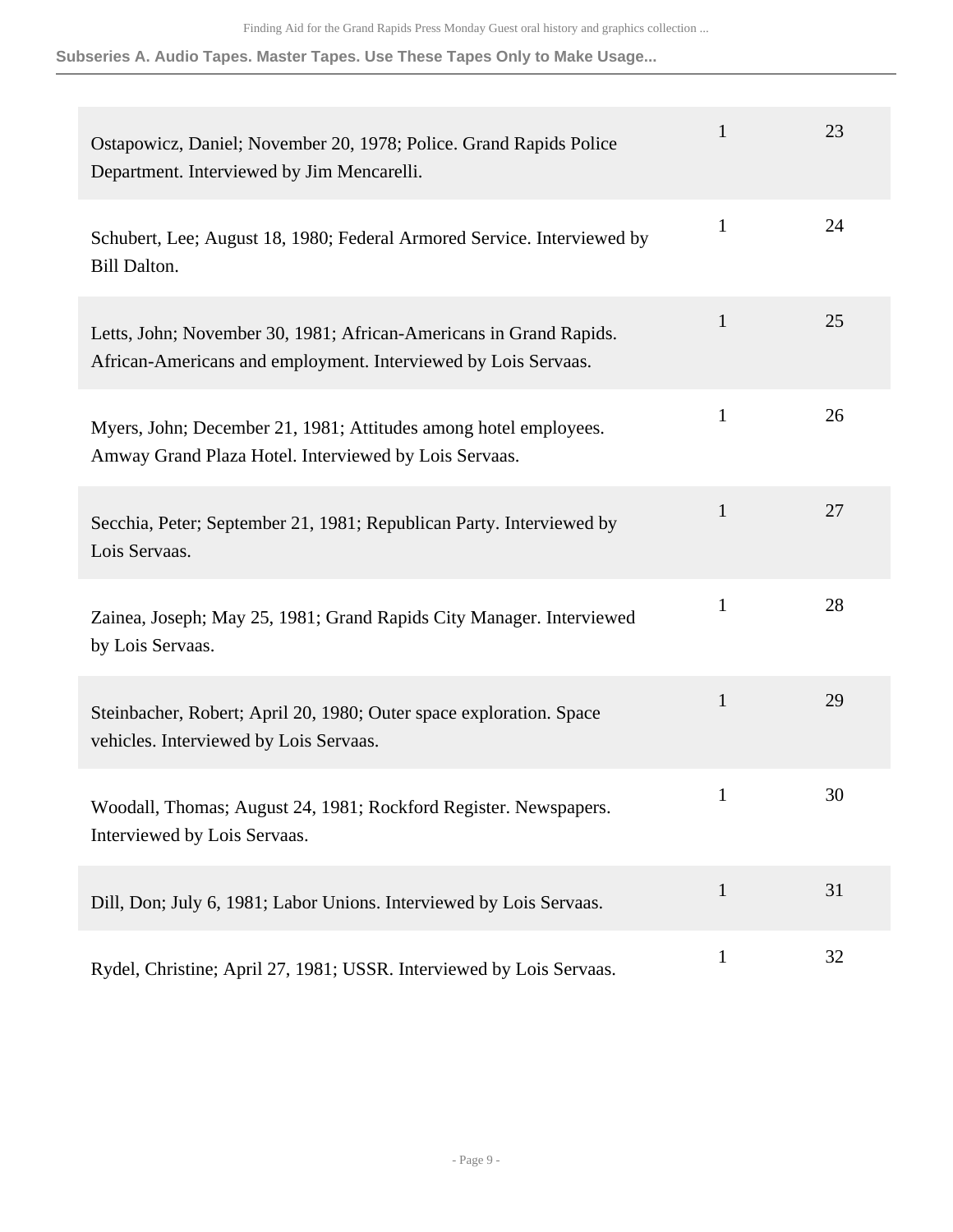| | | |
|---|---|---|
| Ostapowicz, Daniel; November 20, 1978; Police. Grand Rapids Police Department. Interviewed by Jim Mencarelli. | 1 | 23 |
| Schubert, Lee; August 18, 1980; Federal Armored Service. Interviewed by Bill Dalton. | 1 | 24 |
| Letts, John; November 30, 1981; African-Americans in Grand Rapids. African-Americans and employment. Interviewed by Lois Servaas. | 1 | 25 |
| Myers, John; December 21, 1981; Attitudes among hotel employees. Amway Grand Plaza Hotel. Interviewed by Lois Servaas. | 1 | 26 |
| Secchia, Peter; September 21, 1981; Republican Party. Interviewed by Lois Servaas. | 1 | 27 |
| Zainea, Joseph; May 25, 1981; Grand Rapids City Manager. Interviewed by Lois Servaas. | 1 | 28 |
| Steinbacher, Robert; April 20, 1980; Outer space exploration. Space vehicles. Interviewed by Lois Servaas. | 1 | 29 |
| Woodall, Thomas; August 24, 1981; Rockford Register. Newspapers. Interviewed by Lois Servaas. | 1 | 30 |
| Dill, Don; July 6, 1981; Labor Unions. Interviewed by Lois Servaas. | 1 | 31 |
| Rydel, Christine; April 27, 1981; USSR. Interviewed by Lois Servaas. | 1 | 32 |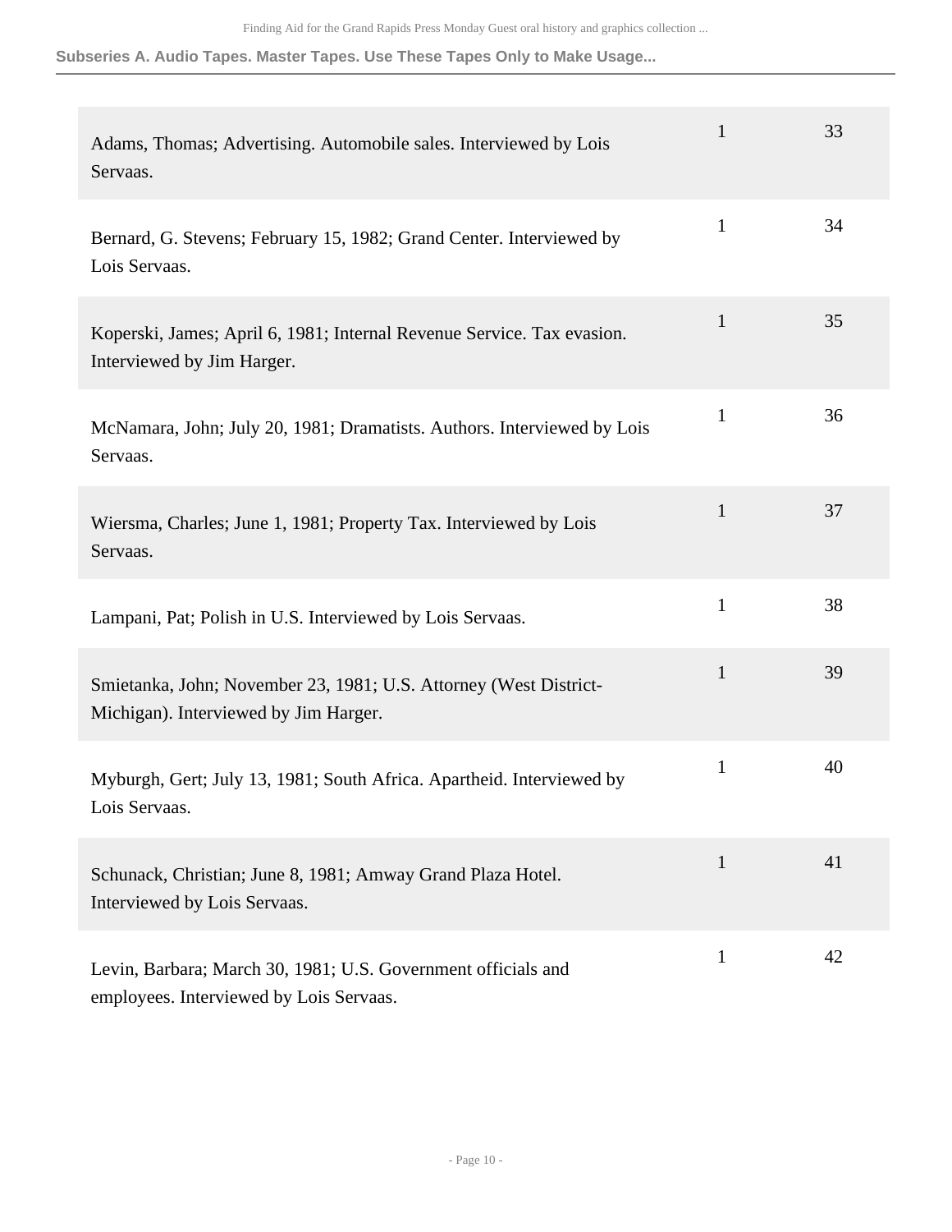| | | |
|---|---|---|
| Adams, Thomas; Advertising. Automobile sales. Interviewed by Lois Servaas. | 1 | 33 |
| Bernard, G. Stevens; February 15, 1982; Grand Center. Interviewed by Lois Servaas. | 1 | 34 |
| Koperski, James; April 6, 1981; Internal Revenue Service. Tax evasion. Interviewed by Jim Harger. | 1 | 35 |
| McNamara, John; July 20, 1981; Dramatists. Authors. Interviewed by Lois Servaas. | 1 | 36 |
| Wiersma, Charles; June 1, 1981; Property Tax. Interviewed by Lois Servaas. | 1 | 37 |
| Lampani, Pat; Polish in U.S. Interviewed by Lois Servaas. | 1 | 38 |
| Smietanka, John; November 23, 1981; U.S. Attorney (West District-Michigan). Interviewed by Jim Harger. | 1 | 39 |
| Myburgh, Gert; July 13, 1981; South Africa. Apartheid. Interviewed by Lois Servaas. | 1 | 40 |
| Schunack, Christian; June 8, 1981; Amway Grand Plaza Hotel. Interviewed by Lois Servaas. | 1 | 41 |
| Levin, Barbara; March 30, 1981; U.S. Government officials and employees. Interviewed by Lois Servaas. | 1 | 42 |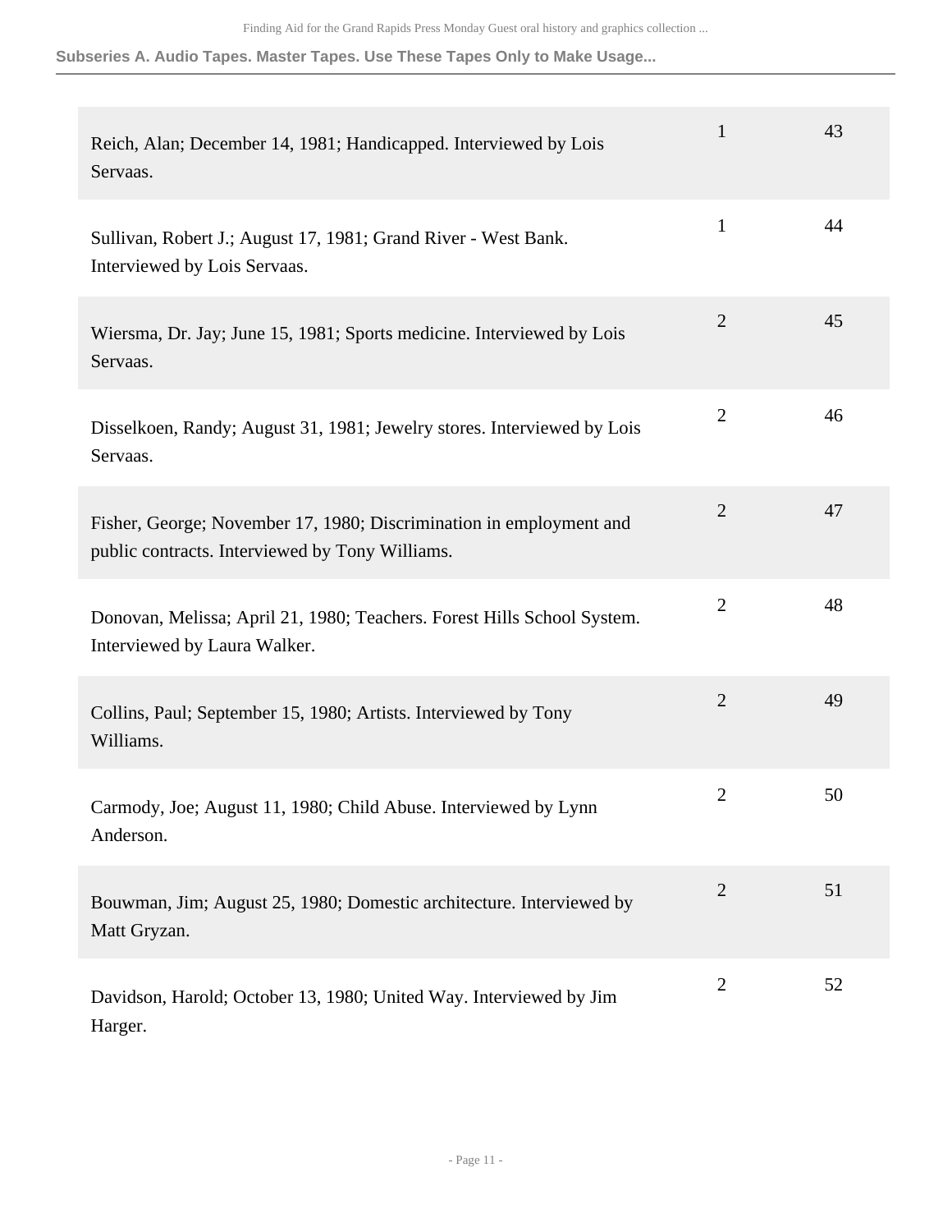| | | |
|---|---|---|
| Reich, Alan; December 14, 1981; Handicapped. Interviewed by Lois Servaas. | 1 | 43 |
| Sullivan, Robert J.; August 17, 1981; Grand River - West Bank. Interviewed by Lois Servaas. | 1 | 44 |
| Wiersma, Dr. Jay; June 15, 1981; Sports medicine. Interviewed by Lois Servaas. | 2 | 45 |
| Disselkoen, Randy; August 31, 1981; Jewelry stores. Interviewed by Lois Servaas. | 2 | 46 |
| Fisher, George; November 17, 1980; Discrimination in employment and public contracts. Interviewed by Tony Williams. | 2 | 47 |
| Donovan, Melissa; April 21, 1980; Teachers. Forest Hills School System. Interviewed by Laura Walker. | 2 | 48 |
| Collins, Paul; September 15, 1980; Artists. Interviewed by Tony Williams. | 2 | 49 |
| Carmody, Joe; August 11, 1980; Child Abuse. Interviewed by Lynn Anderson. | 2 | 50 |
| Bouwman, Jim; August 25, 1980; Domestic architecture. Interviewed by Matt Gryzan. | 2 | 51 |
| Davidson, Harold; October 13, 1980; United Way. Interviewed by Jim Harger. | 2 | 52 |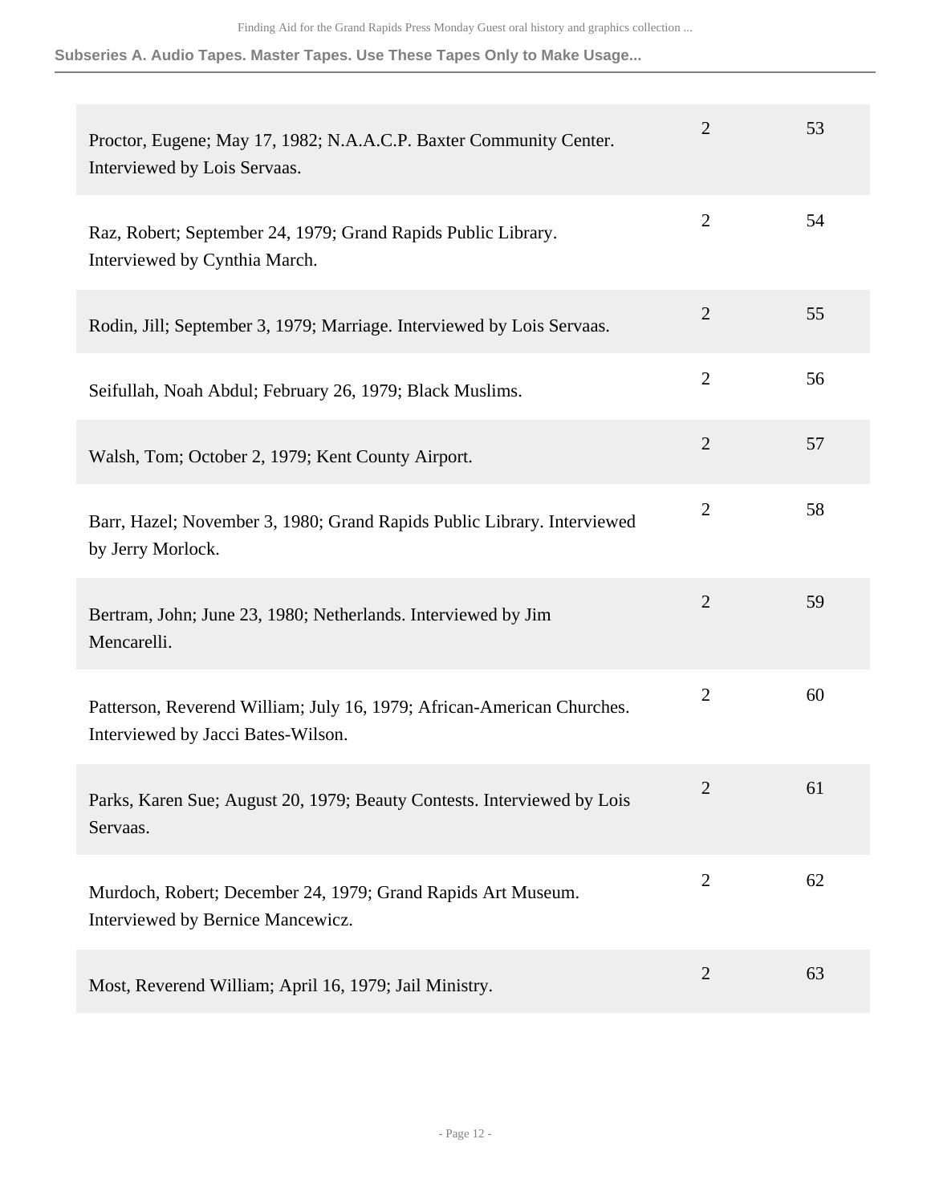| | | |
|---|---|---|
| Proctor, Eugene; May 17, 1982; N.A.A.C.P. Baxter Community Center. Interviewed by Lois Servaas. | 2 | 53 |
| Raz, Robert; September 24, 1979; Grand Rapids Public Library. Interviewed by Cynthia March. | 2 | 54 |
| Rodin, Jill; September 3, 1979; Marriage. Interviewed by Lois Servaas. | 2 | 55 |
| Seifullah, Noah Abdul; February 26, 1979; Black Muslims. | 2 | 56 |
| Walsh, Tom; October 2, 1979; Kent County Airport. | 2 | 57 |
| Barr, Hazel; November 3, 1980; Grand Rapids Public Library. Interviewed by Jerry Morlock. | 2 | 58 |
| Bertram, John; June 23, 1980; Netherlands. Interviewed by Jim Mencarelli. | 2 | 59 |
| Patterson, Reverend William; July 16, 1979; African-American Churches. Interviewed by Jacci Bates-Wilson. | 2 | 60 |
| Parks, Karen Sue; August 20, 1979; Beauty Contests. Interviewed by Lois Servaas. | 2 | 61 |
| Murdoch, Robert; December 24, 1979; Grand Rapids Art Museum. Interviewed by Bernice Mancewicz. | 2 | 62 |
| Most, Reverend William; April 16, 1979; Jail Ministry. | 2 | 63 |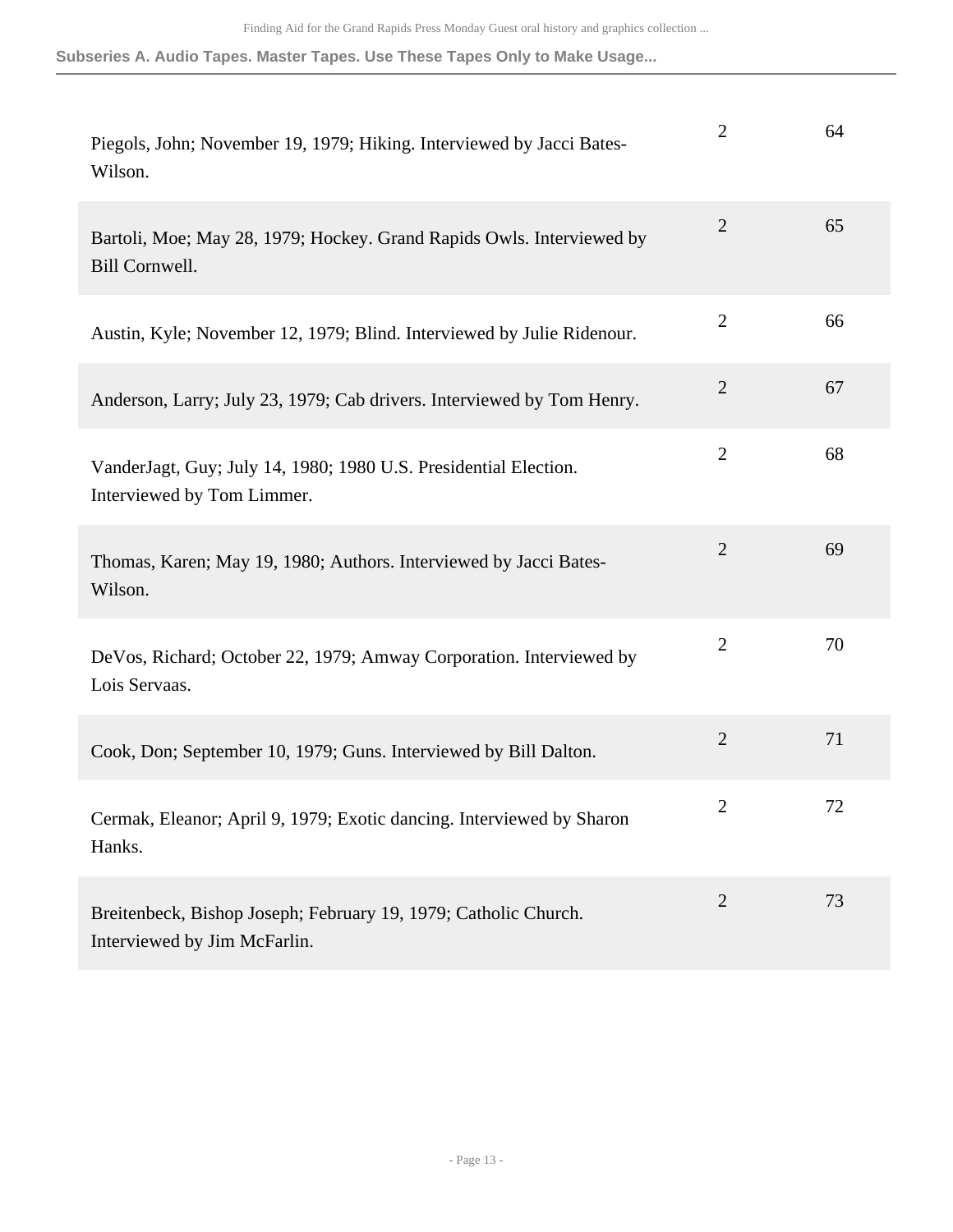| | | |
|---|---|---|
| Piegols, John; November 19, 1979; Hiking. Interviewed by Jacci Bates-Wilson. | 2 | 64 |
| Bartoli, Moe; May 28, 1979; Hockey. Grand Rapids Owls. Interviewed by Bill Cornwell. | 2 | 65 |
| Austin, Kyle; November 12, 1979; Blind. Interviewed by Julie Ridenour. | 2 | 66 |
| Anderson, Larry; July 23, 1979; Cab drivers. Interviewed by Tom Henry. | 2 | 67 |
| VanderJagt, Guy; July 14, 1980; 1980 U.S. Presidential Election. Interviewed by Tom Limmer. | 2 | 68 |
| Thomas, Karen; May 19, 1980; Authors. Interviewed by Jacci Bates-Wilson. | 2 | 69 |
| DeVos, Richard; October 22, 1979; Amway Corporation. Interviewed by Lois Servaas. | 2 | 70 |
| Cook, Don; September 10, 1979; Guns. Interviewed by Bill Dalton. | 2 | 71 |
| Cermak, Eleanor; April 9, 1979; Exotic dancing. Interviewed by Sharon Hanks. | 2 | 72 |
| Breitenbeck, Bishop Joseph; February 19, 1979; Catholic Church. Interviewed by Jim McFarlin. | 2 | 73 |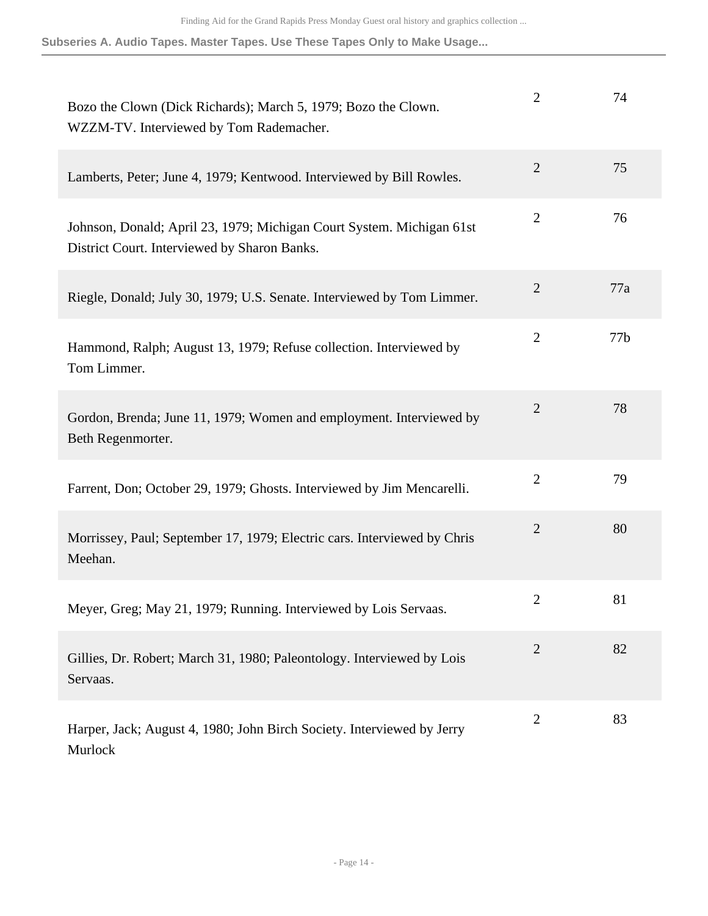| Description | Box | Item |
|---|---|---|
| Bozo the Clown (Dick Richards); March 5, 1979; Bozo the Clown. WZZM-TV. Interviewed by Tom Rademacher. | 2 | 74 |
| Lamberts, Peter; June 4, 1979; Kentwood. Interviewed by Bill Rowles. | 2 | 75 |
| Johnson, Donald; April 23, 1979; Michigan Court System. Michigan 61st District Court. Interviewed by Sharon Banks. | 2 | 76 |
| Riegle, Donald; July 30, 1979; U.S. Senate. Interviewed by Tom Limmer. | 2 | 77a |
| Hammond, Ralph; August 13, 1979; Refuse collection. Interviewed by Tom Limmer. | 2 | 77b |
| Gordon, Brenda; June 11, 1979; Women and employment. Interviewed by Beth Regenmorter. | 2 | 78 |
| Farrent, Don; October 29, 1979; Ghosts. Interviewed by Jim Mencarelli. | 2 | 79 |
| Morrissey, Paul; September 17, 1979; Electric cars. Interviewed by Chris Meehan. | 2 | 80 |
| Meyer, Greg; May 21, 1979; Running. Interviewed by Lois Servaas. | 2 | 81 |
| Gillies, Dr. Robert; March 31, 1980; Paleontology. Interviewed by Lois Servaas. | 2 | 82 |
| Harper, Jack; August 4, 1980; John Birch Society. Interviewed by Jerry Murlock | 2 | 83 |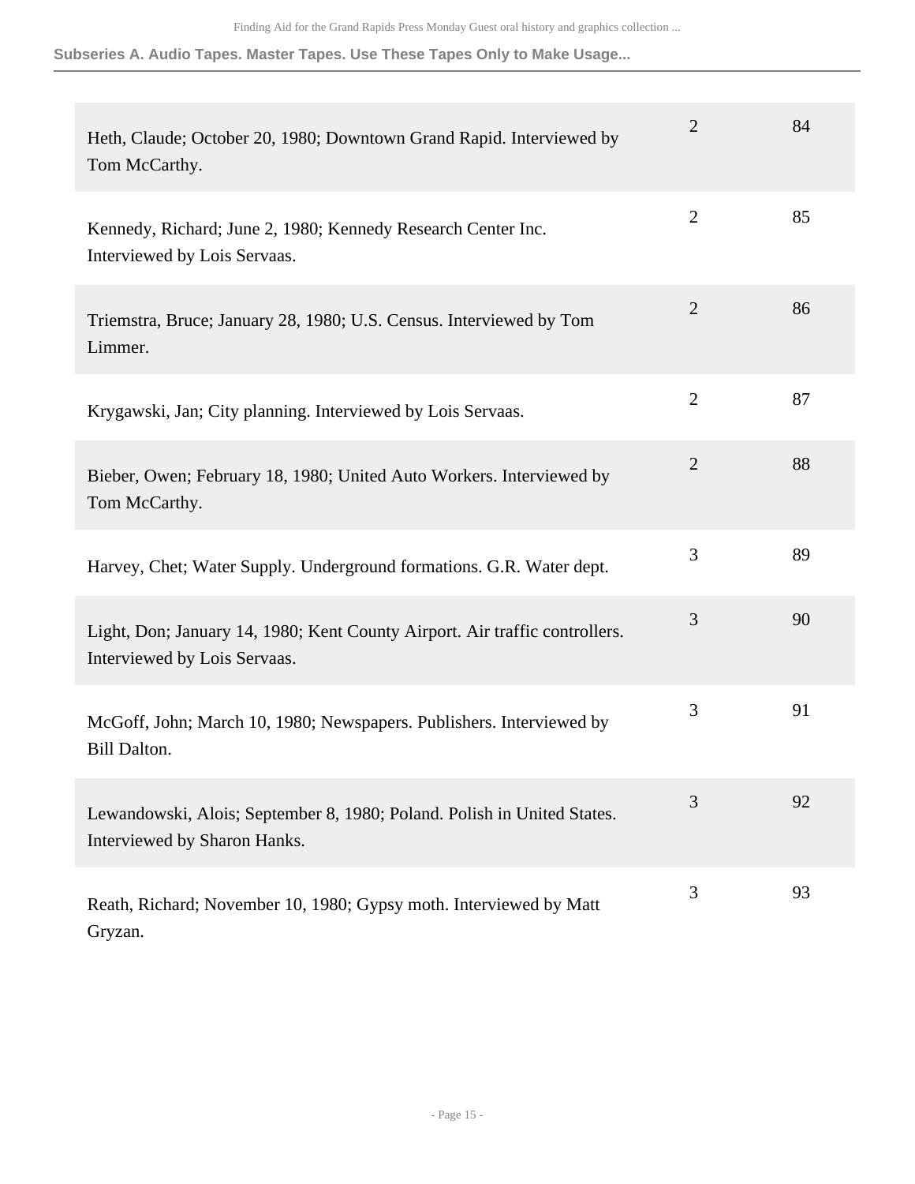| | | |
|---|---|---|
| Heth, Claude; October 20, 1980; Downtown Grand Rapid. Interviewed by Tom McCarthy. | 2 | 84 |
| Kennedy, Richard; June 2, 1980; Kennedy Research Center Inc. Interviewed by Lois Servaas. | 2 | 85 |
| Triemstra, Bruce; January 28, 1980; U.S. Census. Interviewed by Tom Limmer. | 2 | 86 |
| Krygawski, Jan; City planning. Interviewed by Lois Servaas. | 2 | 87 |
| Bieber, Owen; February 18, 1980; United Auto Workers. Interviewed by Tom McCarthy. | 2 | 88 |
| Harvey, Chet; Water Supply. Underground formations. G.R. Water dept. | 3 | 89 |
| Light, Don; January 14, 1980; Kent County Airport. Air traffic controllers. Interviewed by Lois Servaas. | 3 | 90 |
| McGoff, John; March 10, 1980; Newspapers. Publishers. Interviewed by Bill Dalton. | 3 | 91 |
| Lewandowski, Alois; September 8, 1980; Poland. Polish in United States. Interviewed by Sharon Hanks. | 3 | 92 |
| Reath, Richard; November 10, 1980; Gypsy moth. Interviewed by Matt Gryzan. | 3 | 93 |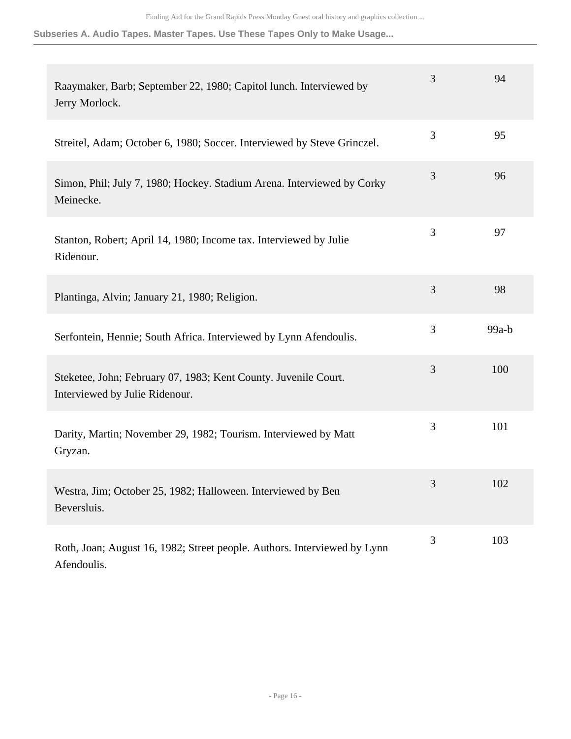| | | |
|---|---|---|
| Raaymaker, Barb; September 22, 1980; Capitol lunch. Interviewed by Jerry Morlock. | 3 | 94 |
| Streitel, Adam; October 6, 1980; Soccer. Interviewed by Steve Grinczel. | 3 | 95 |
| Simon, Phil; July 7, 1980; Hockey. Stadium Arena. Interviewed by Corky Meinecke. | 3 | 96 |
| Stanton, Robert; April 14, 1980; Income tax. Interviewed by Julie Ridenour. | 3 | 97 |
| Plantinga, Alvin; January 21, 1980; Religion. | 3 | 98 |
| Serfontein, Hennie; South Africa. Interviewed by Lynn Afendoulis. | 3 | 99a-b |
| Steketee, John; February 07, 1983; Kent County. Juvenile Court. Interviewed by Julie Ridenour. | 3 | 100 |
| Darity, Martin; November 29, 1982; Tourism. Interviewed by Matt Gryzan. | 3 | 101 |
| Westra, Jim; October 25, 1982; Halloween. Interviewed by Ben Beversluis. | 3 | 102 |
| Roth, Joan; August 16, 1982; Street people. Authors. Interviewed by Lynn Afendoulis. | 3 | 103 |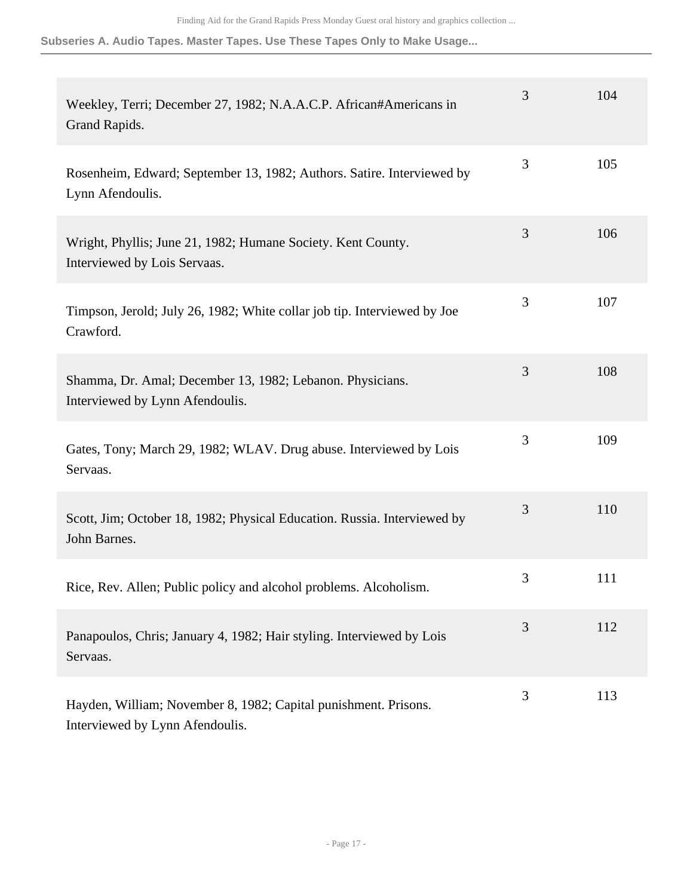| | | |
|---|---|---|
| Weekley, Terri; December 27, 1982; N.A.A.C.P. African#Americans in Grand Rapids. | 3 | 104 |
| Rosenheim, Edward; September 13, 1982; Authors. Satire. Interviewed by Lynn Afendoulis. | 3 | 105 |
| Wright, Phyllis; June 21, 1982; Humane Society. Kent County. Interviewed by Lois Servaas. | 3 | 106 |
| Timpson, Jerold; July 26, 1982; White collar job tip. Interviewed by Joe Crawford. | 3 | 107 |
| Shamma, Dr. Amal; December 13, 1982; Lebanon. Physicians. Interviewed by Lynn Afendoulis. | 3 | 108 |
| Gates, Tony; March 29, 1982; WLAV. Drug abuse. Interviewed by Lois Servaas. | 3 | 109 |
| Scott, Jim; October 18, 1982; Physical Education. Russia. Interviewed by John Barnes. | 3 | 110 |
| Rice, Rev. Allen; Public policy and alcohol problems. Alcoholism. | 3 | 111 |
| Panapoulos, Chris; January 4, 1982; Hair styling. Interviewed by Lois Servaas. | 3 | 112 |
| Hayden, William; November 8, 1982; Capital punishment. Prisons. Interviewed by Lynn Afendoulis. | 3 | 113 |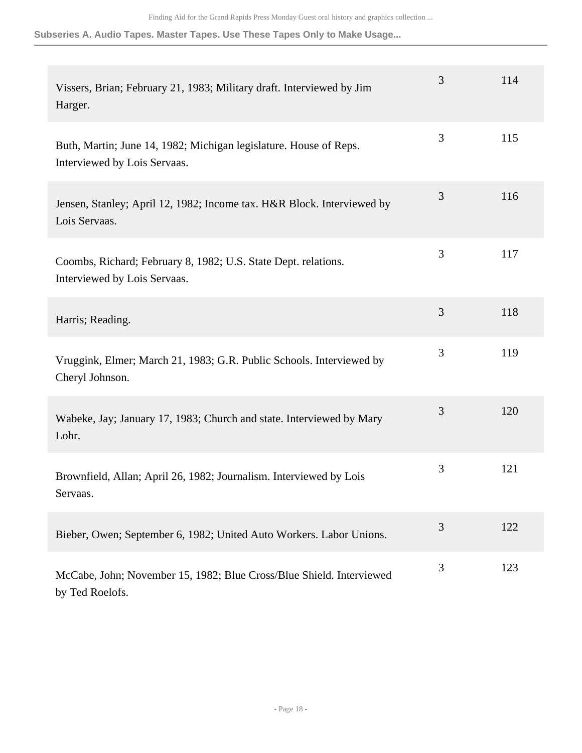| | | |
|---|---|---|
| Vissers, Brian; February 21, 1983; Military draft. Interviewed by Jim Harger. | 3 | 114 |
| Buth, Martin; June 14, 1982; Michigan legislature. House of Reps. Interviewed by Lois Servaas. | 3 | 115 |
| Jensen, Stanley; April 12, 1982; Income tax. H&R Block. Interviewed by Lois Servaas. | 3 | 116 |
| Coombs, Richard; February 8, 1982; U.S. State Dept. relations. Interviewed by Lois Servaas. | 3 | 117 |
| Harris; Reading. | 3 | 118 |
| Vruggink, Elmer; March 21, 1983; G.R. Public Schools. Interviewed by Cheryl Johnson. | 3 | 119 |
| Wabeke, Jay; January 17, 1983; Church and state. Interviewed by Mary Lohr. | 3 | 120 |
| Brownfield, Allan; April 26, 1982; Journalism. Interviewed by Lois Servaas. | 3 | 121 |
| Bieber, Owen; September 6, 1982; United Auto Workers. Labor Unions. | 3 | 122 |
| McCabe, John; November 15, 1982; Blue Cross/Blue Shield. Interviewed by Ted Roelofs. | 3 | 123 |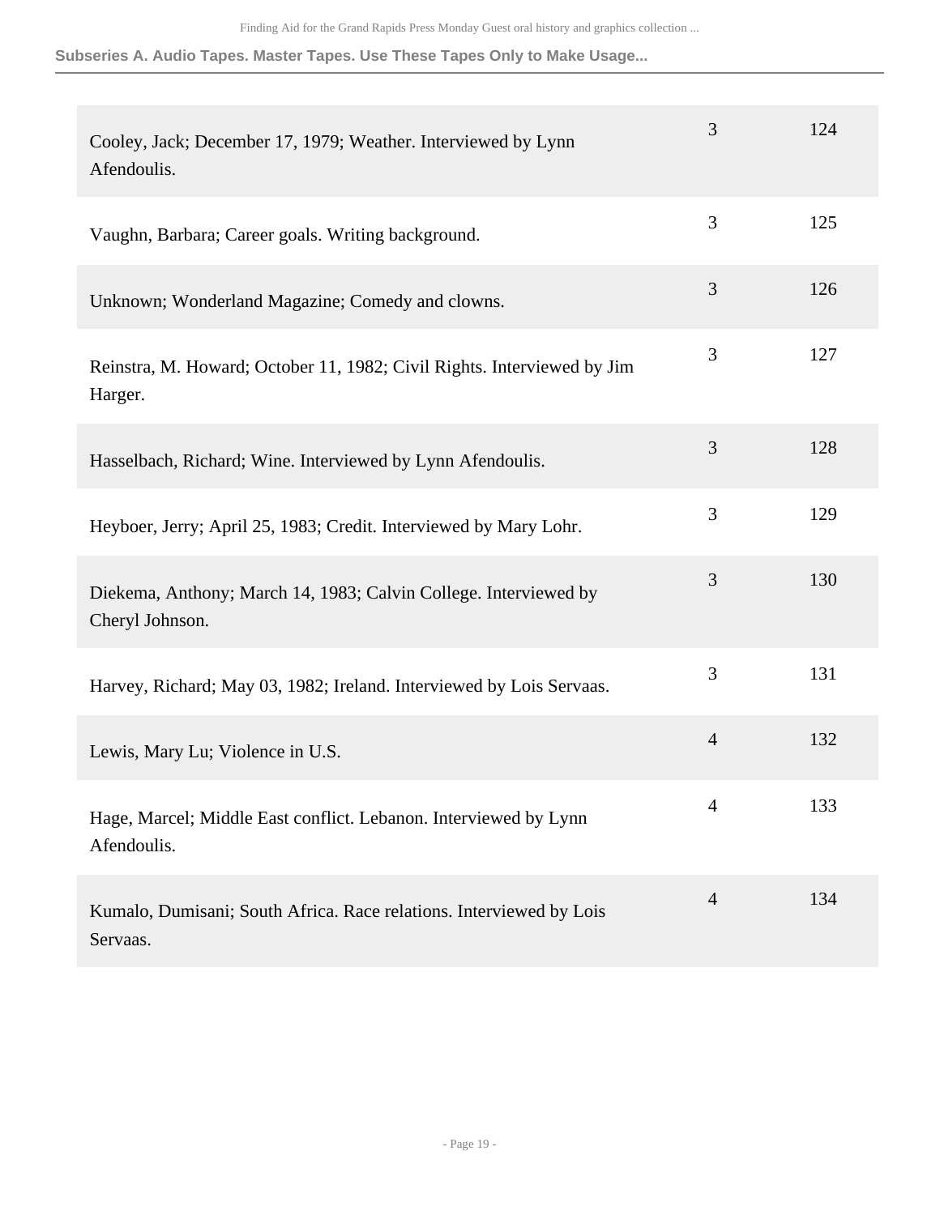| | | |
|---|---|---|
| Cooley, Jack; December 17, 1979; Weather. Interviewed by Lynn Afendoulis. | 3 | 124 |
| Vaughn, Barbara; Career goals. Writing background. | 3 | 125 |
| Unknown; Wonderland Magazine; Comedy and clowns. | 3 | 126 |
| Reinstra, M. Howard; October 11, 1982; Civil Rights. Interviewed by Jim Harger. | 3 | 127 |
| Hasselbach, Richard; Wine. Interviewed by Lynn Afendoulis. | 3 | 128 |
| Heyboer, Jerry; April 25, 1983; Credit. Interviewed by Mary Lohr. | 3 | 129 |
| Diekema, Anthony; March 14, 1983; Calvin College. Interviewed by Cheryl Johnson. | 3 | 130 |
| Harvey, Richard; May 03, 1982; Ireland. Interviewed by Lois Servaas. | 3 | 131 |
| Lewis, Mary Lu; Violence in U.S. | 4 | 132 |
| Hage, Marcel; Middle East conflict. Lebanon. Interviewed by Lynn Afendoulis. | 4 | 133 |
| Kumalo, Dumisani; South Africa. Race relations. Interviewed by Lois Servaas. | 4 | 134 |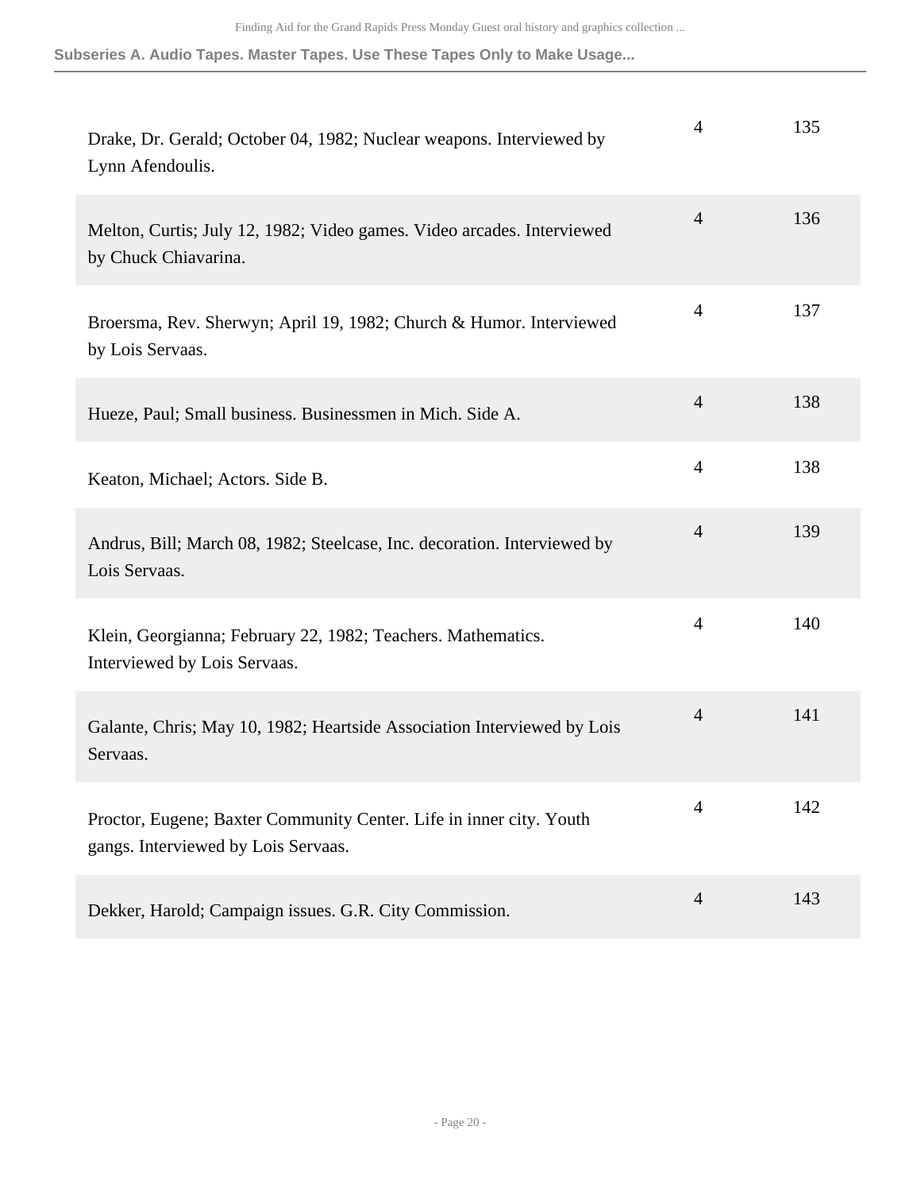| | | |
|---|---|---|
| Drake, Dr. Gerald; October 04, 1982; Nuclear weapons. Interviewed by Lynn Afendoulis. | 4 | 135 |
| Melton, Curtis; July 12, 1982; Video games. Video arcades. Interviewed by Chuck Chiavarina. | 4 | 136 |
| Broersma, Rev. Sherwyn; April 19, 1982; Church & Humor. Interviewed by Lois Servaas. | 4 | 137 |
| Hueze, Paul; Small business. Businessmen in Mich. Side A. | 4 | 138 |
| Keaton, Michael; Actors. Side B. | 4 | 138 |
| Andrus, Bill; March 08, 1982; Steelcase, Inc. decoration. Interviewed by Lois Servaas. | 4 | 139 |
| Klein, Georgianna; February 22, 1982; Teachers. Mathematics. Interviewed by Lois Servaas. | 4 | 140 |
| Galante, Chris; May 10, 1982; Heartside Association Interviewed by Lois Servaas. | 4 | 141 |
| Proctor, Eugene; Baxter Community Center. Life in inner city. Youth gangs. Interviewed by Lois Servaas. | 4 | 142 |
| Dekker, Harold; Campaign issues. G.R. City Commission. | 4 | 143 |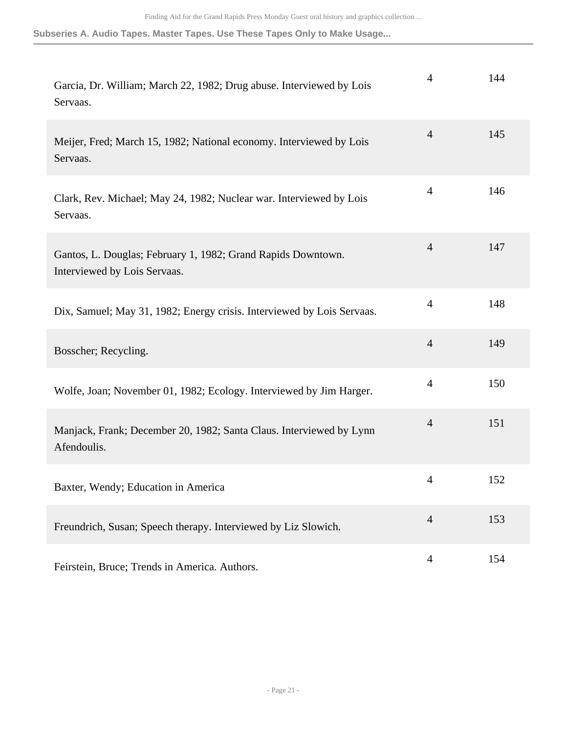| | | |
|---|---|---|
| Garcia, Dr. William; March 22, 1982; Drug abuse. Interviewed by Lois Servaas. | 4 | 144 |
| Meijer, Fred; March 15, 1982; National economy. Interviewed by Lois Servaas. | 4 | 145 |
| Clark, Rev. Michael; May 24, 1982; Nuclear war. Interviewed by Lois Servaas. | 4 | 146 |
| Gantos, L. Douglas; February 1, 1982; Grand Rapids Downtown. Interviewed by Lois Servaas. | 4 | 147 |
| Dix, Samuel; May 31, 1982; Energy crisis. Interviewed by Lois Servaas. | 4 | 148 |
| Bosscher; Recycling. | 4 | 149 |
| Wolfe, Joan; November 01, 1982; Ecology. Interviewed by Jim Harger. | 4 | 150 |
| Manjack, Frank; December 20, 1982; Santa Claus. Interviewed by Lynn Afendoulis. | 4 | 151 |
| Baxter, Wendy; Education in America | 4 | 152 |
| Freundrich, Susan; Speech therapy. Interviewed by Liz Slowich. | 4 | 153 |
| Feirstein, Bruce; Trends in America. Authors. | 4 | 154 |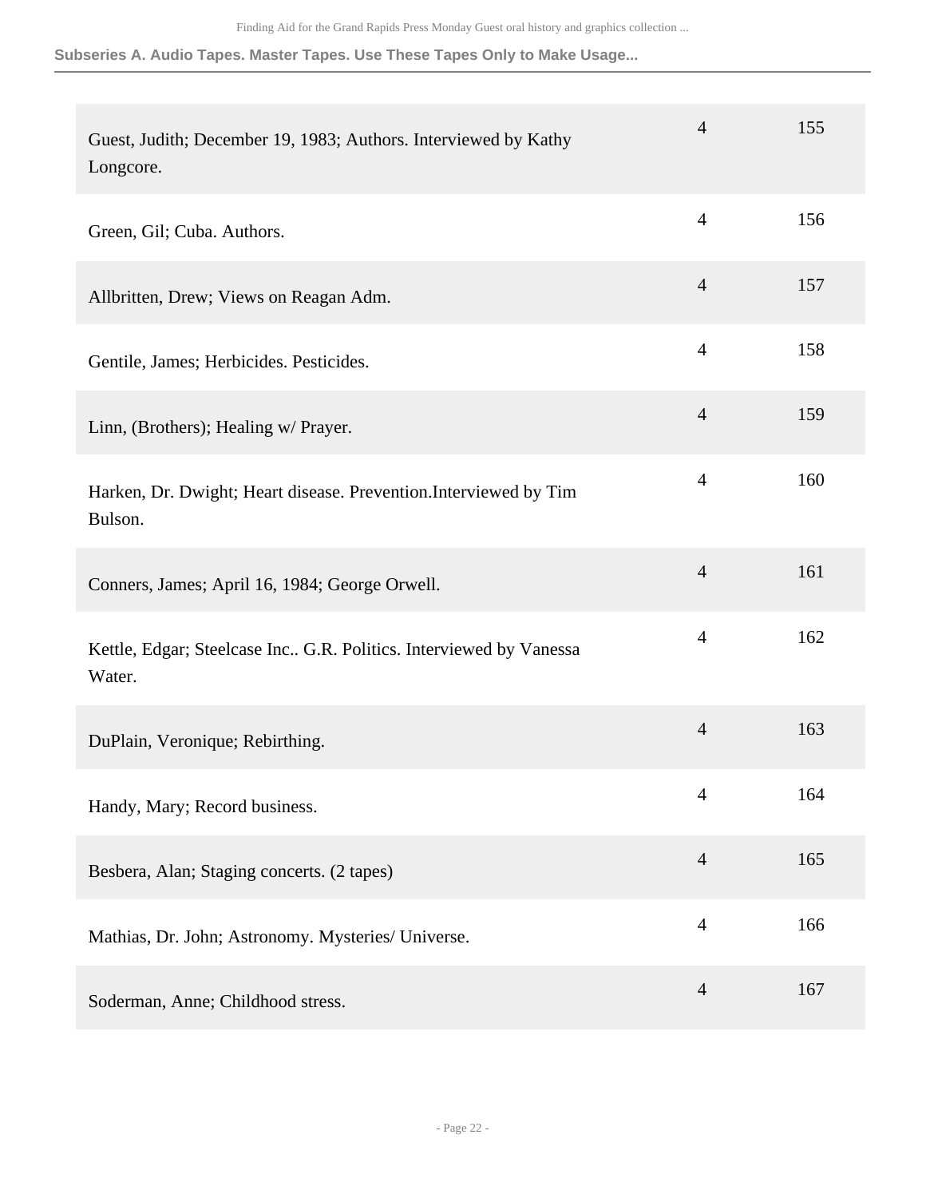| | | |
|---|---|---|
| Guest, Judith; December 19, 1983; Authors. Interviewed by Kathy Longcore. | 4 | 155 |
| Green, Gil; Cuba. Authors. | 4 | 156 |
| Allbritten, Drew; Views on Reagan Adm. | 4 | 157 |
| Gentile, James; Herbicides. Pesticides. | 4 | 158 |
| Linn, (Brothers); Healing w/ Prayer. | 4 | 159 |
| Harken, Dr. Dwight; Heart disease. Prevention.Interviewed by Tim Bulson. | 4 | 160 |
| Conners, James; April 16, 1984; George Orwell. | 4 | 161 |
| Kettle, Edgar; Steelcase Inc.. G.R. Politics. Interviewed by Vanessa Water. | 4 | 162 |
| DuPlain, Veronique; Rebirthing. | 4 | 163 |
| Handy, Mary; Record business. | 4 | 164 |
| Besbera, Alan; Staging concerts. (2 tapes) | 4 | 165 |
| Mathias, Dr. John; Astronomy. Mysteries/ Universe. | 4 | 166 |
| Soderman, Anne; Childhood stress. | 4 | 167 |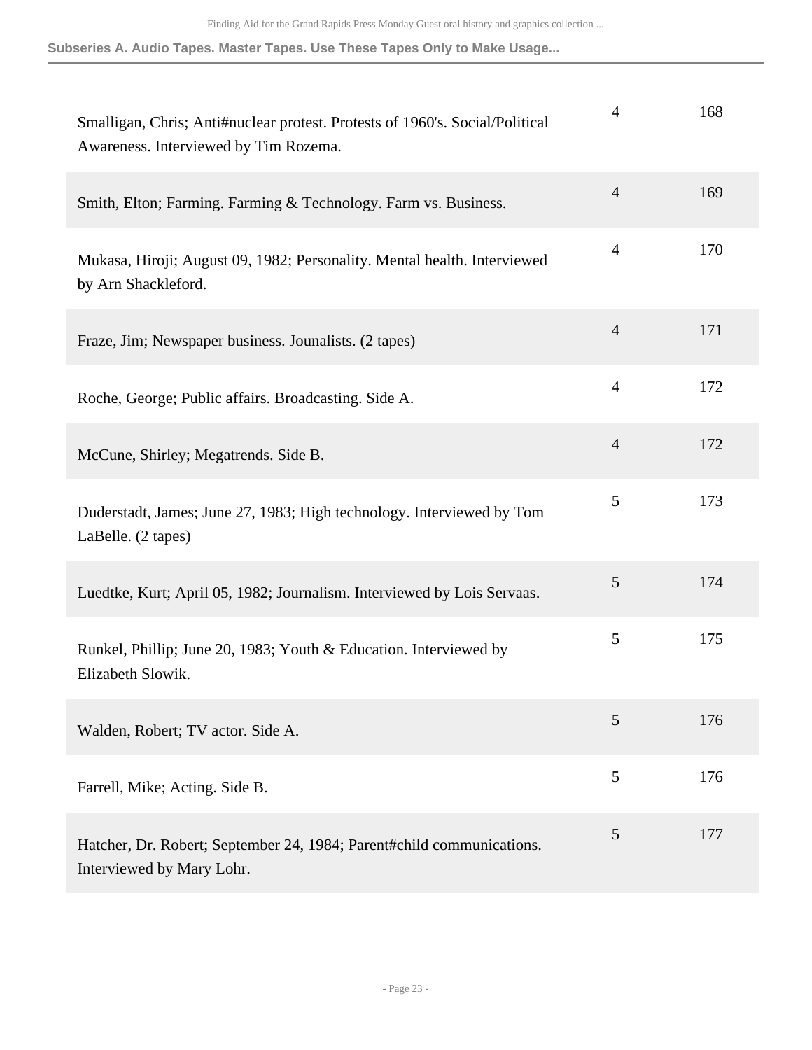| | | |
|---|---|---|
| Smalligan, Chris; Anti#nuclear protest. Protests of 1960's. Social/Political Awareness. Interviewed by Tim Rozema. | 4 | 168 |
| Smith, Elton; Farming. Farming & Technology. Farm vs. Business. | 4 | 169 |
| Mukasa, Hiroji; August 09, 1982; Personality. Mental health. Interviewed by Arn Shackleford. | 4 | 170 |
| Fraze, Jim; Newspaper business. Jounalists. (2 tapes) | 4 | 171 |
| Roche, George; Public affairs. Broadcasting. Side A. | 4 | 172 |
| McCune, Shirley; Megatrends. Side B. | 4 | 172 |
| Duderstadt, James; June 27, 1983; High technology. Interviewed by Tom LaBelle. (2 tapes) | 5 | 173 |
| Luedtke, Kurt; April 05, 1982; Journalism. Interviewed by Lois Servaas. | 5 | 174 |
| Runkel, Phillip; June 20, 1983; Youth & Education. Interviewed by Elizabeth Slowik. | 5 | 175 |
| Walden, Robert; TV actor. Side A. | 5 | 176 |
| Farrell, Mike; Acting. Side B. | 5 | 176 |
| Hatcher, Dr. Robert; September 24, 1984; Parent#child communications. Interviewed by Mary Lohr. | 5 | 177 |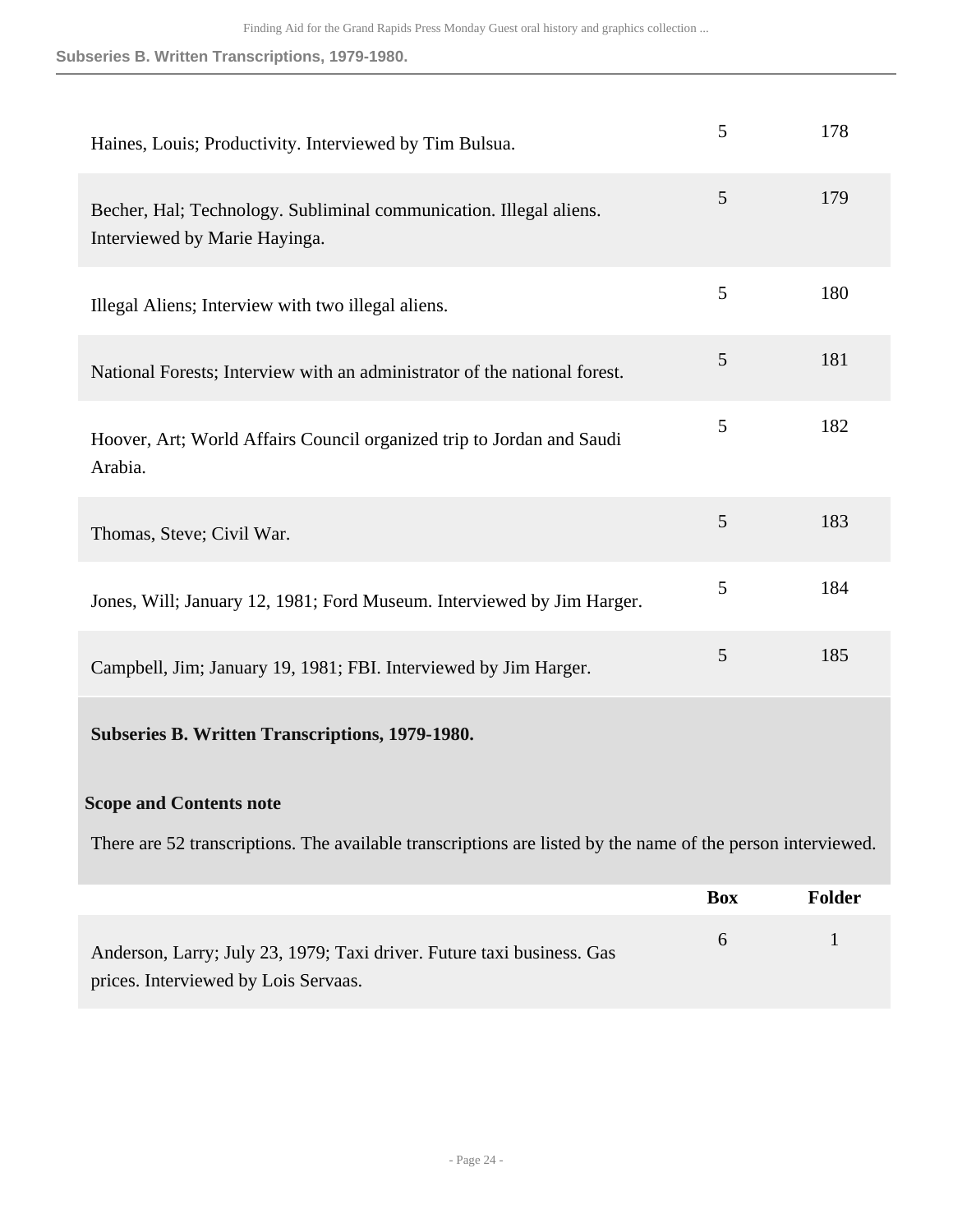| | | |
|---|---|---|
| Haines, Louis; Productivity. Interviewed by Tim Bulsua. | 5 | 178 |
| Becher, Hal; Technology. Subliminal communication. Illegal aliens. Interviewed by Marie Hayinga. | 5 | 179 |
| Illegal Aliens; Interview with two illegal aliens. | 5 | 180 |
| National Forests; Interview with an administrator of the national forest. | 5 | 181 |
| Hoover, Art; World Affairs Council organized trip to Jordan and Saudi Arabia. | 5 | 182 |
| Thomas, Steve; Civil War. | 5 | 183 |
| Jones, Will; January 12, 1981; Ford Museum. Interviewed by Jim Harger. | 5 | 184 |
| Campbell, Jim; January 19, 1981; FBI. Interviewed by Jim Harger. | 5 | 185 |

**Subseries B. Written Transcriptions, 1979-1980.**

**Scope and Contents note**

There are 52 transcriptions. The available transcriptions are listed by the name of the person interviewed.

| | Box | Folder |
|---|---|---|
| Anderson, Larry; July 23, 1979; Taxi driver. Future taxi business. Gas prices. Interviewed by Lois Servaas. | 6 | 1 |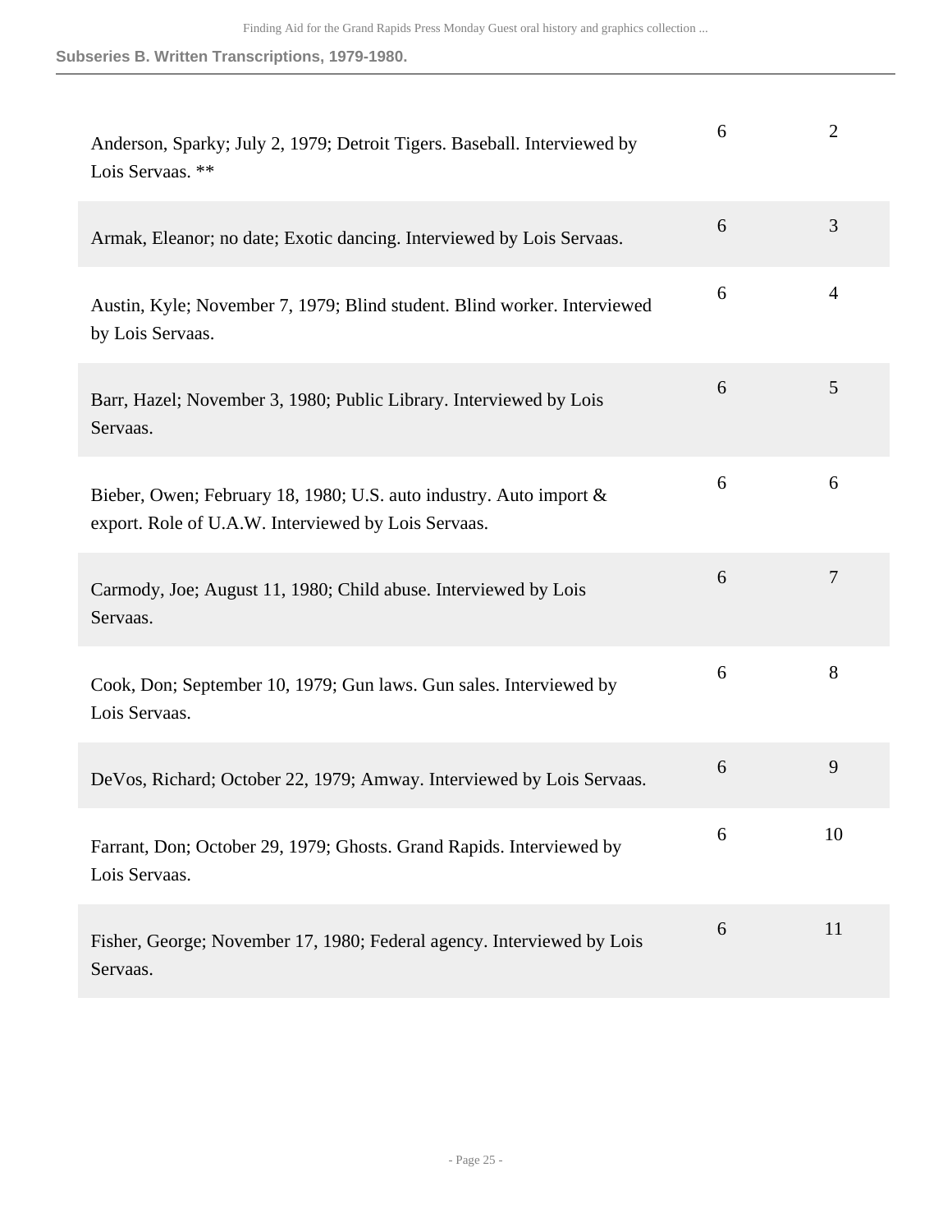### Subseries B. Written Transcriptions, 1979-1980.

| | | |
|---|---|---|
| Anderson, Sparky; July 2, 1979; Detroit Tigers. Baseball. Interviewed by Lois Servaas. ** | 6 | 2 |
| Armak, Eleanor; no date; Exotic dancing. Interviewed by Lois Servaas. | 6 | 3 |
| Austin, Kyle; November 7, 1979; Blind student. Blind worker. Interviewed by Lois Servaas. | 6 | 4 |
| Barr, Hazel; November 3, 1980; Public Library. Interviewed by Lois Servaas. | 6 | 5 |
| Bieber, Owen; February 18, 1980; U.S. auto industry. Auto import & export. Role of U.A.W. Interviewed by Lois Servaas. | 6 | 6 |
| Carmody, Joe; August 11, 1980; Child abuse. Interviewed by Lois Servaas. | 6 | 7 |
| Cook, Don; September 10, 1979; Gun laws. Gun sales. Interviewed by Lois Servaas. | 6 | 8 |
| DeVos, Richard; October 22, 1979; Amway. Interviewed by Lois Servaas. | 6 | 9 |
| Farrant, Don; October 29, 1979; Ghosts. Grand Rapids. Interviewed by Lois Servaas. | 6 | 10 |
| Fisher, George; November 17, 1980; Federal agency. Interviewed by Lois Servaas. | 6 | 11 |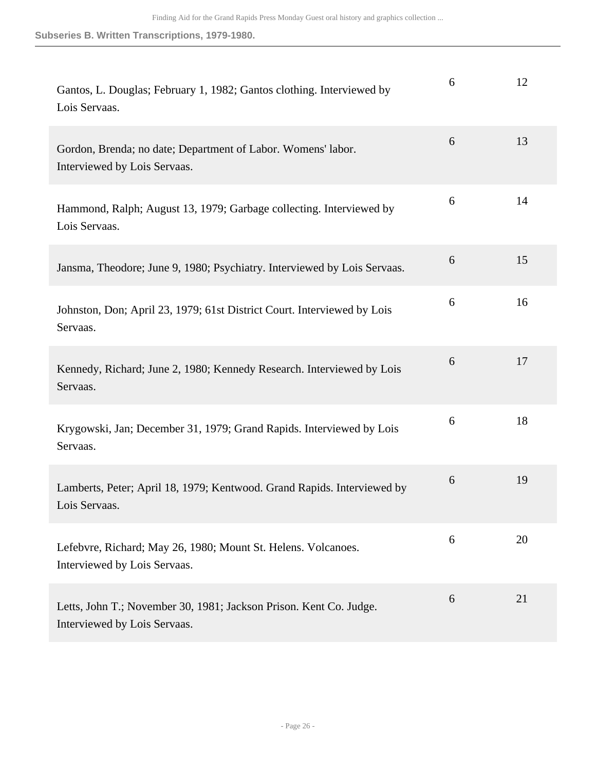| | | |
|---|---|---|
| Gantos, L. Douglas; February 1, 1982; Gantos clothing. Interviewed by Lois Servaas. | 6 | 12 |
| Gordon, Brenda; no date; Department of Labor. Womens' labor. Interviewed by Lois Servaas. | 6 | 13 |
| Hammond, Ralph; August 13, 1979; Garbage collecting. Interviewed by Lois Servaas. | 6 | 14 |
| Jansma, Theodore; June 9, 1980; Psychiatry. Interviewed by Lois Servaas. | 6 | 15 |
| Johnston, Don; April 23, 1979; 61st District Court. Interviewed by Lois Servaas. | 6 | 16 |
| Kennedy, Richard; June 2, 1980; Kennedy Research. Interviewed by Lois Servaas. | 6 | 17 |
| Krygowski, Jan; December 31, 1979; Grand Rapids. Interviewed by Lois Servaas. | 6 | 18 |
| Lamberts, Peter; April 18, 1979; Kentwood. Grand Rapids. Interviewed by Lois Servaas. | 6 | 19 |
| Lefebvre, Richard; May 26, 1980; Mount St. Helens. Volcanoes. Interviewed by Lois Servaas. | 6 | 20 |
| Letts, John T.; November 30, 1981; Jackson Prison. Kent Co. Judge. Interviewed by Lois Servaas. | 6 | 21 |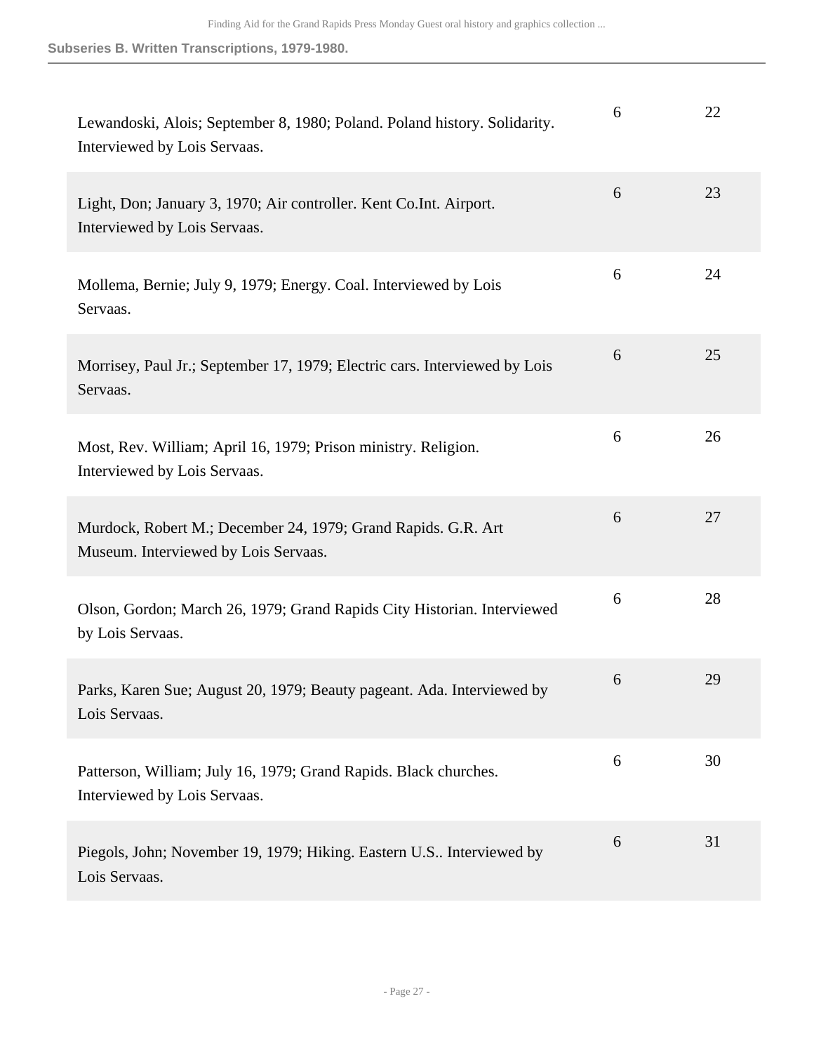## Subseries B. Written Transcriptions, 1979-1980.

| | | |
|---|---|---|
| Lewandoski, Alois; September 8, 1980; Poland. Poland history. Solidarity. Interviewed by Lois Servaas. | 6 | 22 |
| Light, Don; January 3, 1970; Air controller. Kent Co.Int. Airport. Interviewed by Lois Servaas. | 6 | 23 |
| Mollema, Bernie; July 9, 1979; Energy. Coal. Interviewed by Lois Servaas. | 6 | 24 |
| Morrisey, Paul Jr.; September 17, 1979; Electric cars. Interviewed by Lois Servaas. | 6 | 25 |
| Most, Rev. William; April 16, 1979; Prison ministry. Religion. Interviewed by Lois Servaas. | 6 | 26 |
| Murdock, Robert M.; December 24, 1979; Grand Rapids. G.R. Art Museum. Interviewed by Lois Servaas. | 6 | 27 |
| Olson, Gordon; March 26, 1979; Grand Rapids City Historian. Interviewed by Lois Servaas. | 6 | 28 |
| Parks, Karen Sue; August 20, 1979; Beauty pageant. Ada. Interviewed by Lois Servaas. | 6 | 29 |
| Patterson, William; July 16, 1979; Grand Rapids. Black churches. Interviewed by Lois Servaas. | 6 | 30 |
| Piegols, John; November 19, 1979; Hiking. Eastern U.S.. Interviewed by Lois Servaas. | 6 | 31 |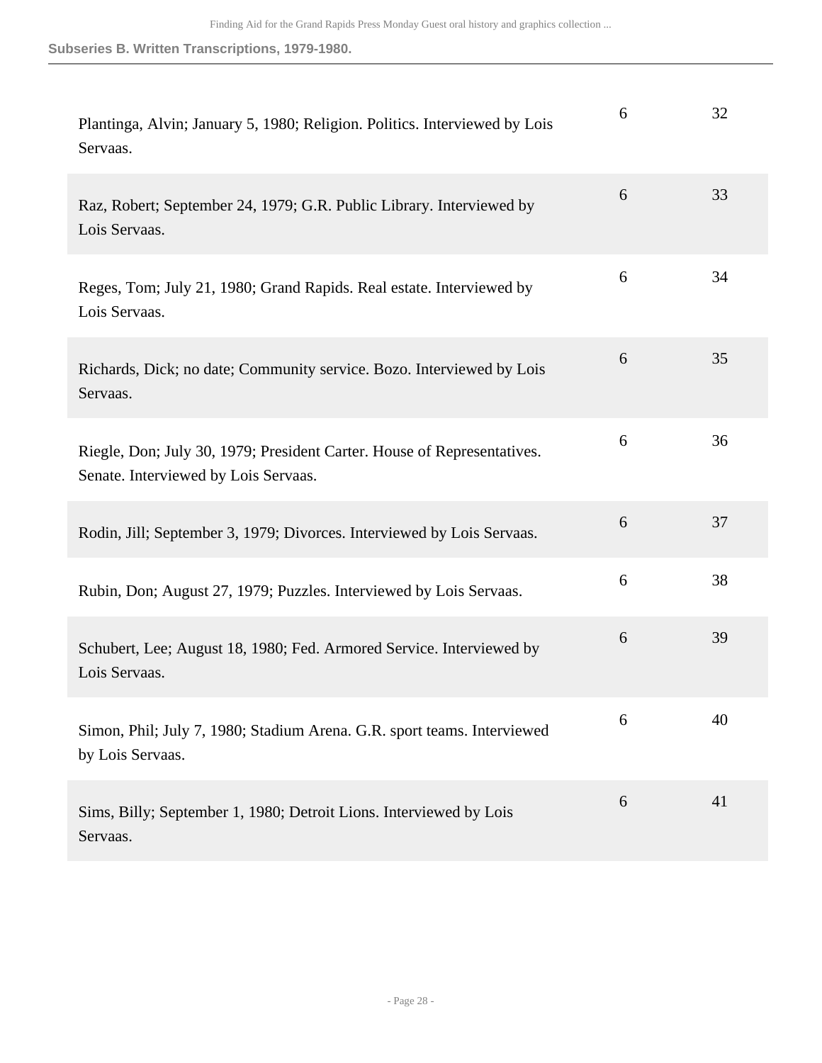### Subseries B. Written Transcriptions, 1979-1980.

| | | |
|---|---|---|
| Plantinga, Alvin; January 5, 1980; Religion. Politics. Interviewed by Lois Servaas. | 6 | 32 |
| Raz, Robert; September 24, 1979; G.R. Public Library. Interviewed by Lois Servaas. | 6 | 33 |
| Reges, Tom; July 21, 1980; Grand Rapids. Real estate. Interviewed by Lois Servaas. | 6 | 34 |
| Richards, Dick; no date; Community service. Bozo. Interviewed by Lois Servaas. | 6 | 35 |
| Riegle, Don; July 30, 1979; President Carter. House of Representatives. Senate. Interviewed by Lois Servaas. | 6 | 36 |
| Rodin, Jill; September 3, 1979; Divorces. Interviewed by Lois Servaas. | 6 | 37 |
| Rubin, Don; August 27, 1979; Puzzles. Interviewed by Lois Servaas. | 6 | 38 |
| Schubert, Lee; August 18, 1980; Fed. Armored Service. Interviewed by Lois Servaas. | 6 | 39 |
| Simon, Phil; July 7, 1980; Stadium Arena. G.R. sport teams. Interviewed by Lois Servaas. | 6 | 40 |
| Sims, Billy; September 1, 1980; Detroit Lions. Interviewed by Lois Servaas. | 6 | 41 |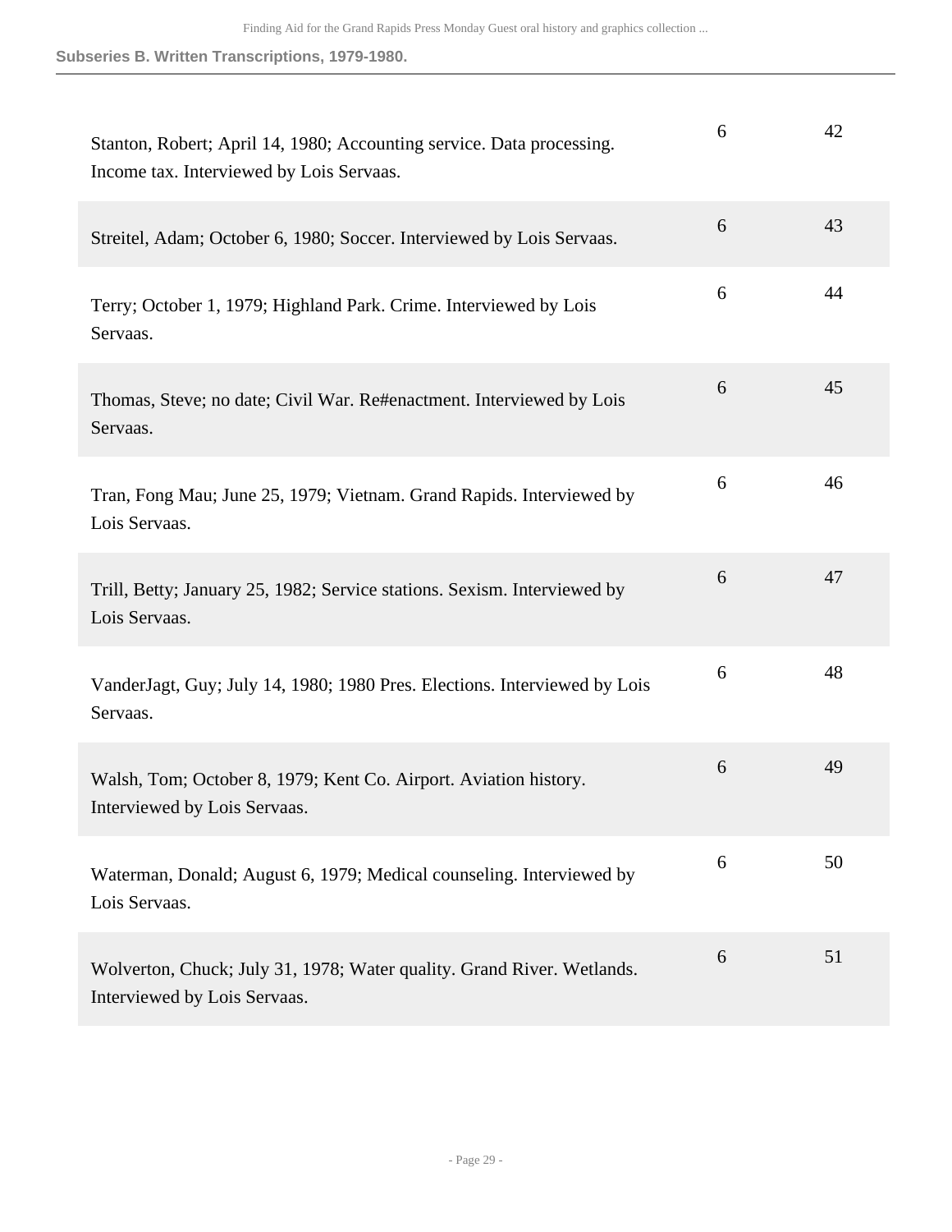## Subseries B. Written Transcriptions, 1979-1980.

| | | |
|---|---|---|
| Stanton, Robert; April 14, 1980; Accounting service. Data processing. Income tax. Interviewed by Lois Servaas. | 6 | 42 |
| Streitel, Adam; October 6, 1980; Soccer. Interviewed by Lois Servaas. | 6 | 43 |
| Terry; October 1, 1979; Highland Park. Crime. Interviewed by Lois Servaas. | 6 | 44 |
| Thomas, Steve; no date; Civil War. Re#enactment. Interviewed by Lois Servaas. | 6 | 45 |
| Tran, Fong Mau; June 25, 1979; Vietnam. Grand Rapids. Interviewed by Lois Servaas. | 6 | 46 |
| Trill, Betty; January 25, 1982; Service stations. Sexism. Interviewed by Lois Servaas. | 6 | 47 |
| VanderJagt, Guy; July 14, 1980; 1980 Pres. Elections. Interviewed by Lois Servaas. | 6 | 48 |
| Walsh, Tom; October 8, 1979; Kent Co. Airport. Aviation history. Interviewed by Lois Servaas. | 6 | 49 |
| Waterman, Donald; August 6, 1979; Medical counseling. Interviewed by Lois Servaas. | 6 | 50 |
| Wolverton, Chuck; July 31, 1978; Water quality. Grand River. Wetlands. Interviewed by Lois Servaas. | 6 | 51 |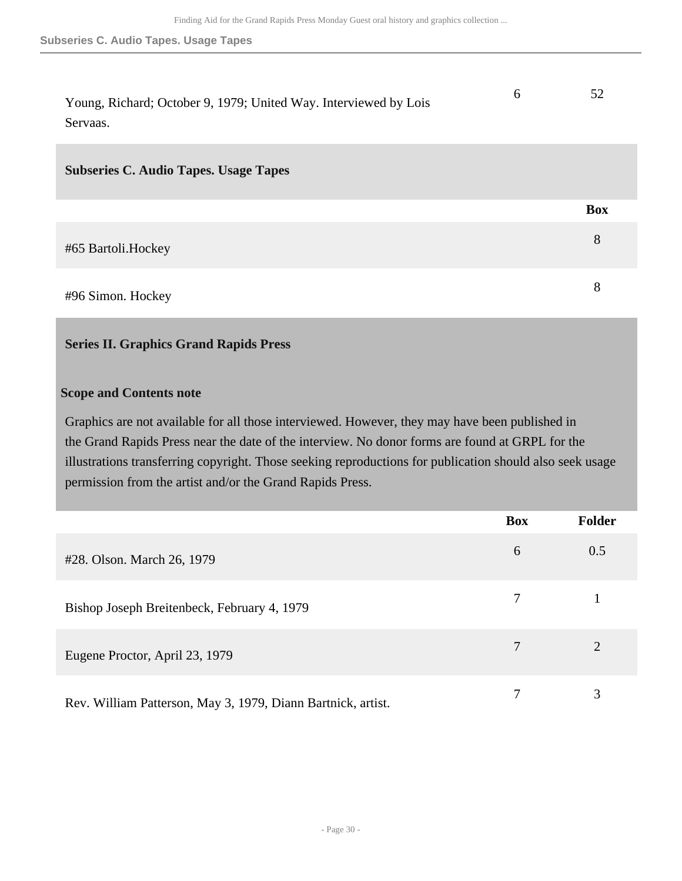| | | |
|---|---|---|
| Young, Richard; October 9, 1979; United Way. Interviewed by Lois Servaas. | 6 | 52 |

### Subseries C. Audio Tapes. Usage Tapes

| | Box |
|---|---|
| #65 Bartoli.Hockey | 8 |
| #96 Simon. Hockey | 8 |

## Series II. Graphics Grand Rapids Press

**Scope and Contents note**

Graphics are not available for all those interviewed. However, they may have been published in the Grand Rapids Press near the date of the interview. No donor forms are found at GRPL for the illustrations transferring copyright. Those seeking reproductions for publication should also seek usage permission from the artist and/or the Grand Rapids Press.

| | Box | Folder |
|---|---|---|
| #28. Olson. March 26, 1979 | 6 | 0.5 |
| Bishop Joseph Breitenbeck, February 4, 1979 | 7 | 1 |
| Eugene Proctor, April 23, 1979 | 7 | 2 |
| Rev. William Patterson, May 3, 1979, Diann Bartnick, artist. | 7 | 3 |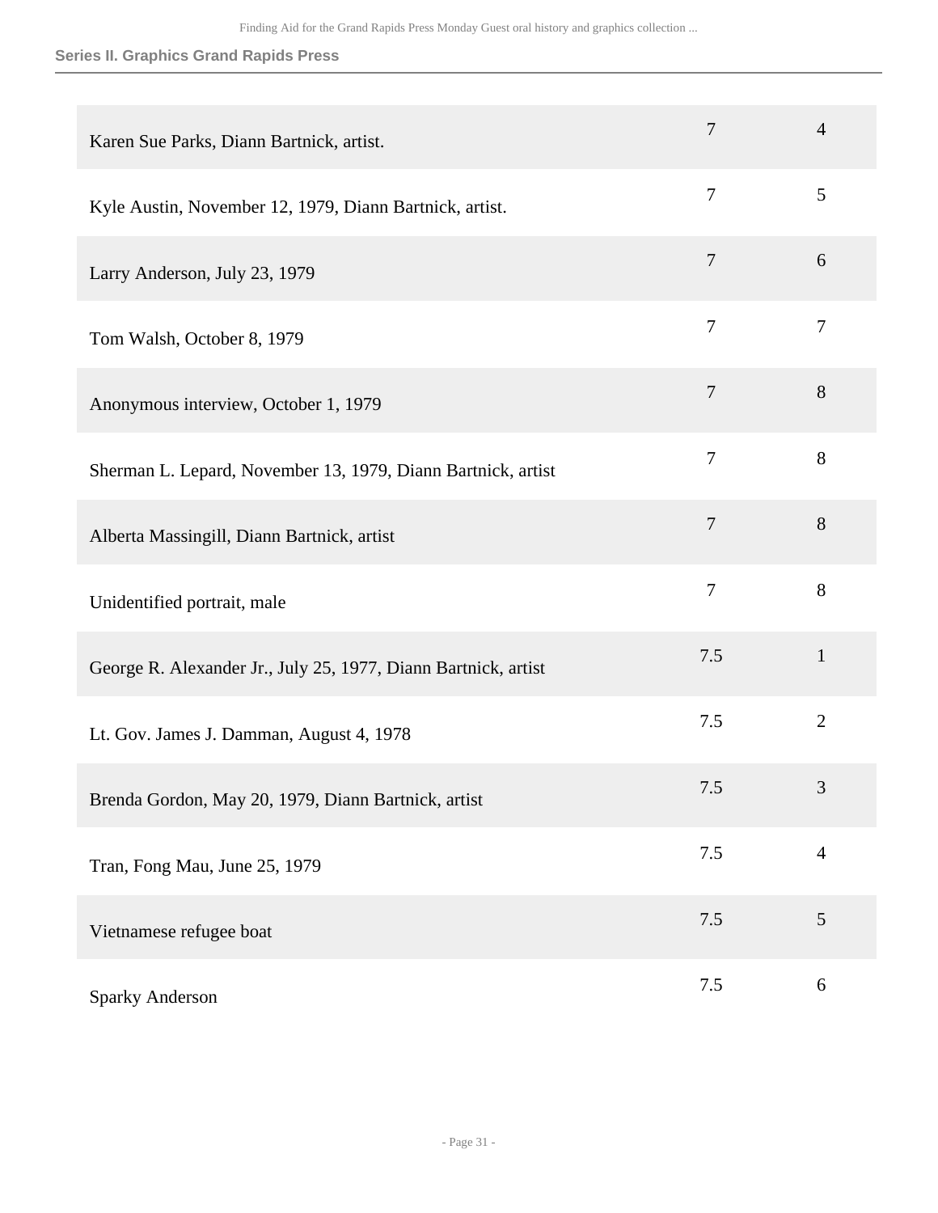## Series II. Graphics Grand Rapids Press

| | | |
|---|---|---|
| Karen Sue Parks, Diann Bartnick, artist. | 7 | 4 |
| Kyle Austin, November 12, 1979, Diann Bartnick, artist. | 7 | 5 |
| Larry Anderson, July 23, 1979 | 7 | 6 |
| Tom Walsh, October 8, 1979 | 7 | 7 |
| Anonymous interview, October 1, 1979 | 7 | 8 |
| Sherman L. Lepard, November 13, 1979, Diann Bartnick, artist | 7 | 8 |
| Alberta Massingill, Diann Bartnick, artist | 7 | 8 |
| Unidentified portrait, male | 7 | 8 |
| George R. Alexander Jr., July 25, 1977, Diann Bartnick, artist | 7.5 | 1 |
| Lt. Gov. James J. Damman, August 4, 1978 | 7.5 | 2 |
| Brenda Gordon, May 20, 1979, Diann Bartnick, artist | 7.5 | 3 |
| Tran, Fong Mau, June 25, 1979 | 7.5 | 4 |
| Vietnamese refugee boat | 7.5 | 5 |
| Sparky Anderson | 7.5 | 6 |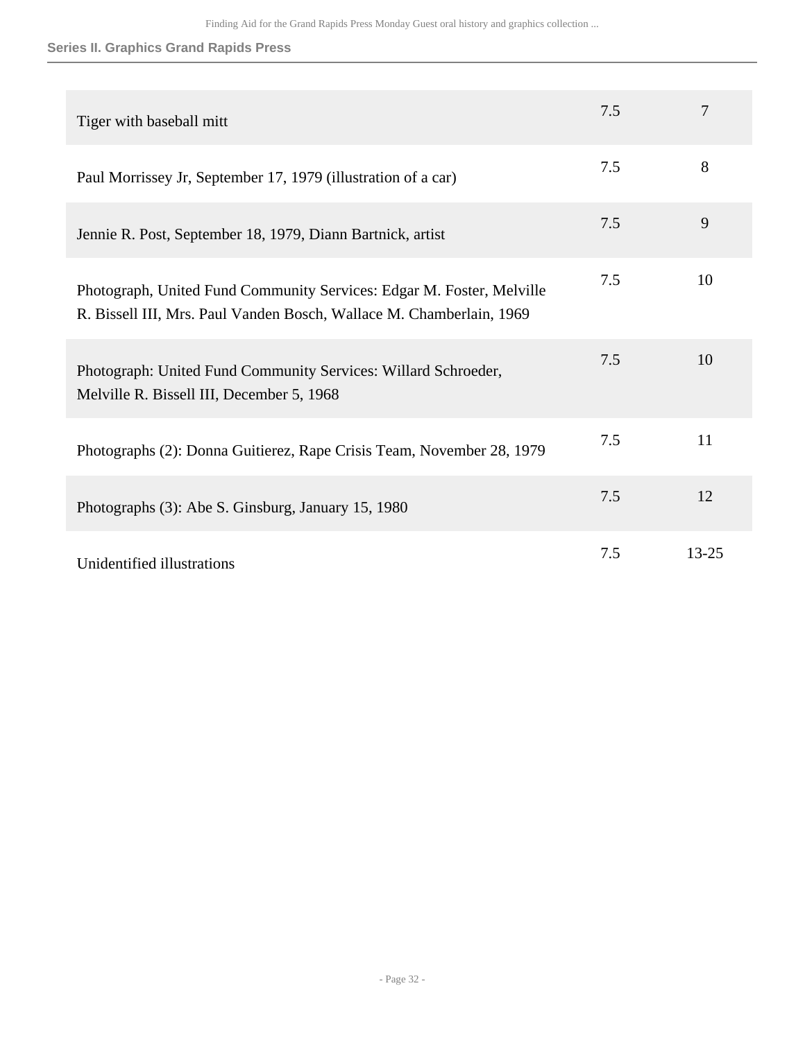| | | |
|---|---|---|
| Tiger with baseball mitt | 7.5 | 7 |
| Paul Morrissey Jr, September 17, 1979 (illustration of a car) | 7.5 | 8 |
| Jennie R. Post, September 18, 1979, Diann Bartnick, artist | 7.5 | 9 |
| Photograph, United Fund Community Services: Edgar M. Foster, Melville R. Bissell III, Mrs. Paul Vanden Bosch, Wallace M. Chamberlain, 1969 | 7.5 | 10 |
| Photograph: United Fund Community Services: Willard Schroeder, Melville R. Bissell III, December 5, 1968 | 7.5 | 10 |
| Photographs (2): Donna Guitierez, Rape Crisis Team, November 28, 1979 | 7.5 | 11 |
| Photographs (3): Abe S. Ginsburg, January 15, 1980 | 7.5 | 12 |
| Unidentified illustrations | 7.5 | 13-25 |